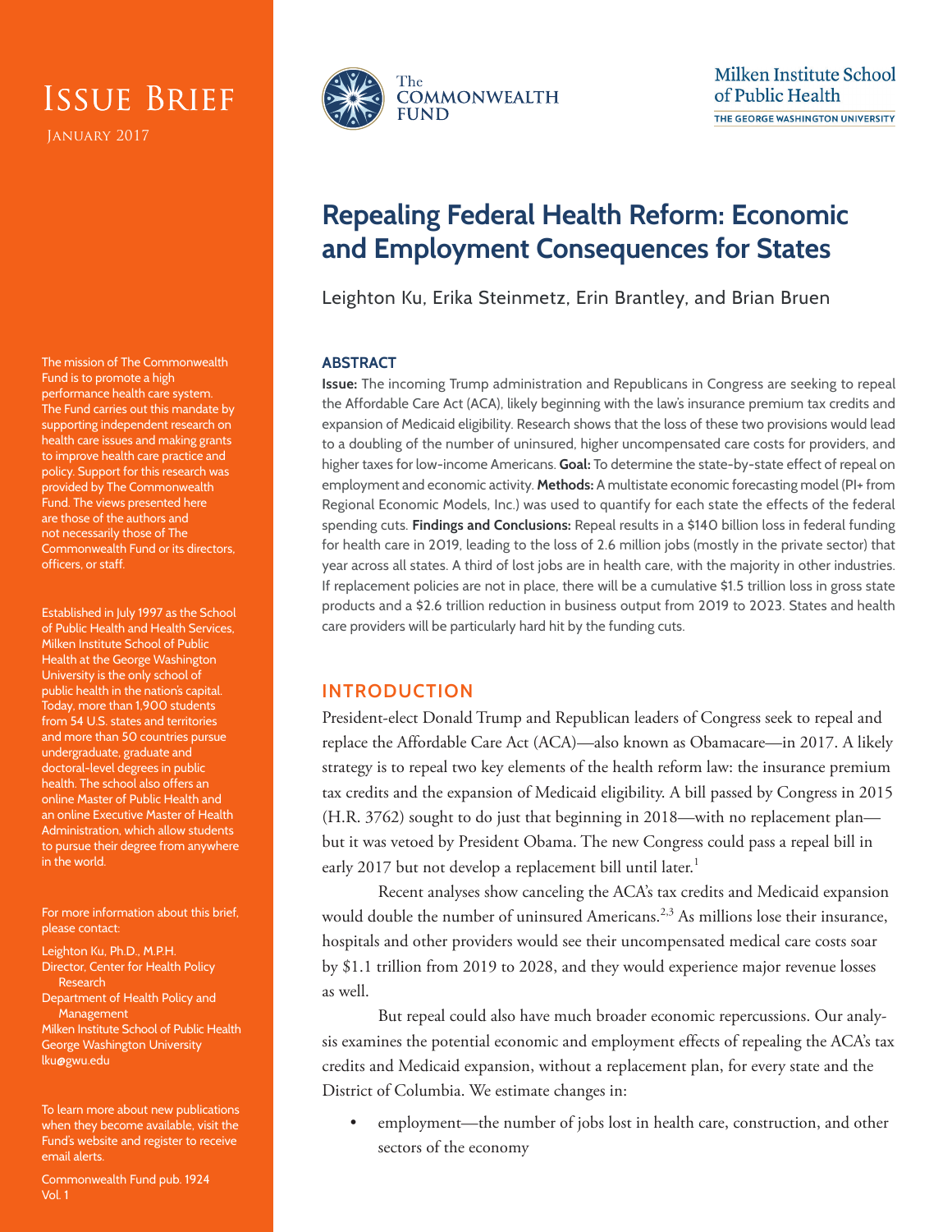# Issue Brief

January 2017

The Commonwealth Fund

Milken Institute School of Public Health
THE GEORGE WASHINGTON UNIVERSITY

# Repealing Federal Health Reform: Economic and Employment Consequences for States

Leighton Ku, Erika Steinmetz, Erin Brantley, and Brian Bruen

## ABSTRACT

**Issue:** The incoming Trump administration and Republicans in Congress are seeking to repeal the Affordable Care Act (ACA), likely beginning with the law's insurance premium tax credits and expansion of Medicaid eligibility. Research shows that the loss of these two provisions would lead to a doubling of the number of uninsured, higher uncompensated care costs for providers, and higher taxes for low-income Americans. **Goal:** To determine the state-by-state effect of repeal on employment and economic activity. **Methods:** A multistate economic forecasting model (PI+ from Regional Economic Models, Inc.) was used to quantify for each state the effects of the federal spending cuts. **Findings and Conclusions:** Repeal results in a $140 billion loss in federal funding for health care in 2019, leading to the loss of 2.6 million jobs (mostly in the private sector) that year across all states. A third of lost jobs are in health care, with the majority in other industries. If replacement policies are not in place, there will be a cumulative $1.5 trillion loss in gross state products and a $2.6 trillion reduction in business output from 2019 to 2023. States and health care providers will be particularly hard hit by the funding cuts.

## INTRODUCTION

President-elect Donald Trump and Republican leaders of Congress seek to repeal and replace the Affordable Care Act (ACA)—also known as Obamacare—in 2017. A likely strategy is to repeal two key elements of the health reform law: the insurance premium tax credits and the expansion of Medicaid eligibility. A bill passed by Congress in 2015 (H.R. 3762) sought to do just that beginning in 2018—with no replacement plan—but it was vetoed by President Obama. The new Congress could pass a repeal bill in early 2017 but not develop a replacement bill until later.[1]

Recent analyses show canceling the ACA's tax credits and Medicaid expansion would double the number of uninsured Americans.[2,3] As millions lose their insurance, hospitals and other providers would see their uncompensated medical care costs soar by $1.1 trillion from 2019 to 2028, and they would experience major revenue losses as well.

But repeal could also have much broader economic repercussions. Our analysis examines the potential economic and employment effects of repealing the ACA's tax credits and Medicaid expansion, without a replacement plan, for every state and the District of Columbia. We estimate changes in:

- employment—the number of jobs lost in health care, construction, and other sectors of the economy

The mission of The Commonwealth Fund is to promote a high performance health care system. The Fund carries out this mandate by supporting independent research on health care issues and making grants to improve health care practice and policy. Support for this research was provided by The Commonwealth Fund. The views presented here are those of the authors and not necessarily those of The Commonwealth Fund or its directors, officers, or staff.

Established in July 1997 as the School of Public Health and Health Services, Milken Institute School of Public Health at the George Washington University is the only school of public health in the nation's capital. Today, more than 1,900 students from 54 U.S. states and territories and more than 50 countries pursue undergraduate, graduate and doctoral-level degrees in public health. The school also offers an online Master of Public Health and an online Executive Master of Health Administration, which allow students to pursue their degree from anywhere in the world.

For more information about this brief, please contact:

Leighton Ku, Ph.D., M.P.H.
Director, Center for Health Policy Research
Department of Health Policy and Management
Milken Institute School of Public Health
George Washington University
lku@gwu.edu

To learn more about new publications when they become available, visit the Fund's website and register to receive email alerts.

Commonwealth Fund pub. 1924
Vol. 1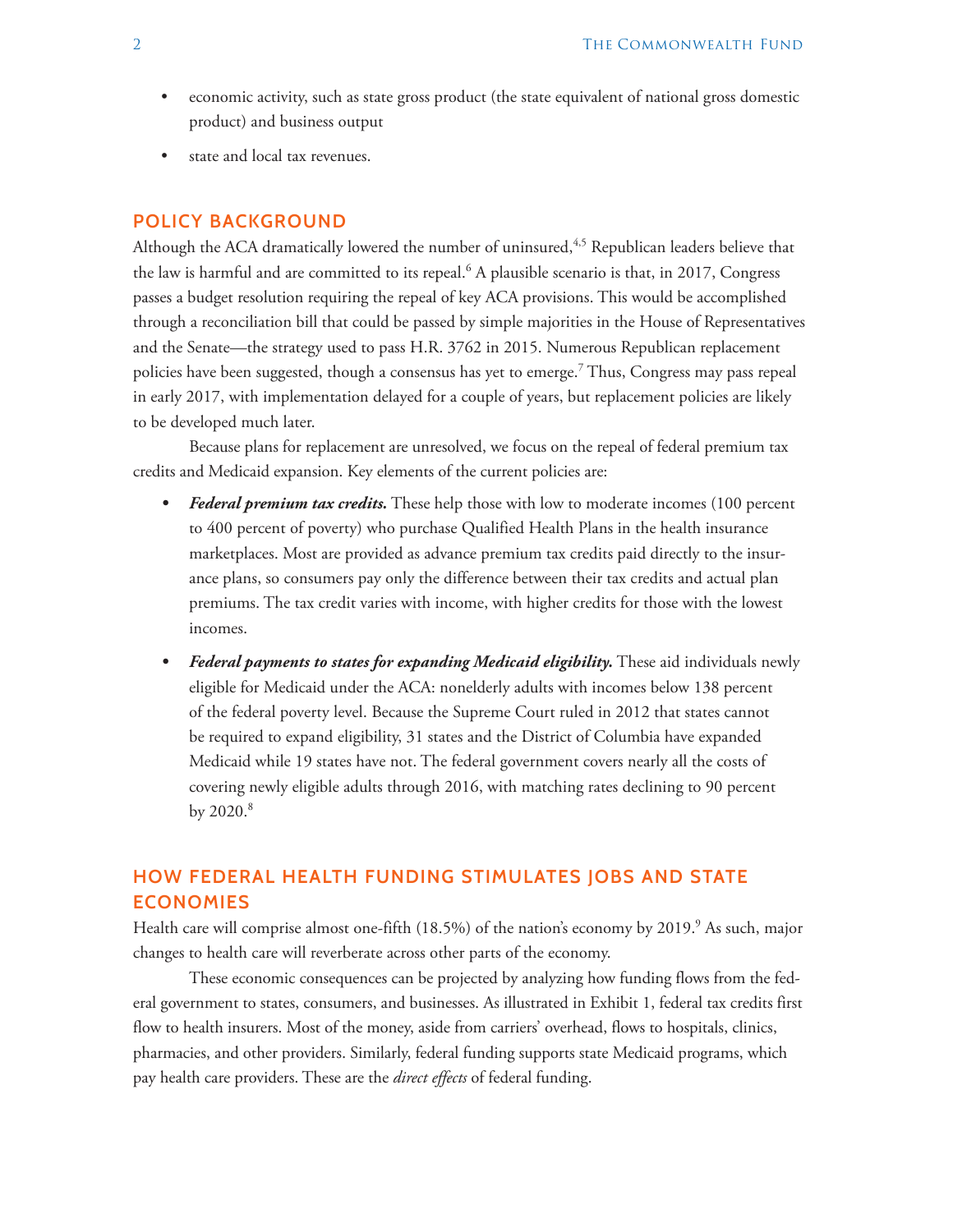- economic activity, such as state gross product (the state equivalent of national gross domestic product) and business output
- state and local tax revenues.

## POLICY BACKGROUND

Although the ACA dramatically lowered the number of uninsured,[4,5] Republican leaders believe that the law is harmful and are committed to its repeal.[6] A plausible scenario is that, in 2017, Congress passes a budget resolution requiring the repeal of key ACA provisions. This would be accomplished through a reconciliation bill that could be passed by simple majorities in the House of Representatives and the Senate—the strategy used to pass H.R. 3762 in 2015. Numerous Republican replacement policies have been suggested, though a consensus has yet to emerge.[7] Thus, Congress may pass repeal in early 2017, with implementation delayed for a couple of years, but replacement policies are likely to be developed much later.

Because plans for replacement are unresolved, we focus on the repeal of federal premium tax credits and Medicaid expansion. Key elements of the current policies are:

- ***Federal premium tax credits.*** These help those with low to moderate incomes (100 percent to 400 percent of poverty) who purchase Qualified Health Plans in the health insurance marketplaces. Most are provided as advance premium tax credits paid directly to the insurance plans, so consumers pay only the difference between their tax credits and actual plan premiums. The tax credit varies with income, with higher credits for those with the lowest incomes.
- ***Federal payments to states for expanding Medicaid eligibility.*** These aid individuals newly eligible for Medicaid under the ACA: nonelderly adults with incomes below 138 percent of the federal poverty level. Because the Supreme Court ruled in 2012 that states cannot be required to expand eligibility, 31 states and the District of Columbia have expanded Medicaid while 19 states have not. The federal government covers nearly all the costs of covering newly eligible adults through 2016, with matching rates declining to 90 percent by 2020.[8]

## HOW FEDERAL HEALTH FUNDING STIMULATES JOBS AND STATE ECONOMIES

Health care will comprise almost one-fifth (18.5%) of the nation's economy by 2019.[9] As such, major changes to health care will reverberate across other parts of the economy.

These economic consequences can be projected by analyzing how funding flows from the federal government to states, consumers, and businesses. As illustrated in Exhibit 1, federal tax credits first flow to health insurers. Most of the money, aside from carriers' overhead, flows to hospitals, clinics, pharmacies, and other providers. Similarly, federal funding supports state Medicaid programs, which pay health care providers. These are the *direct effects* of federal funding.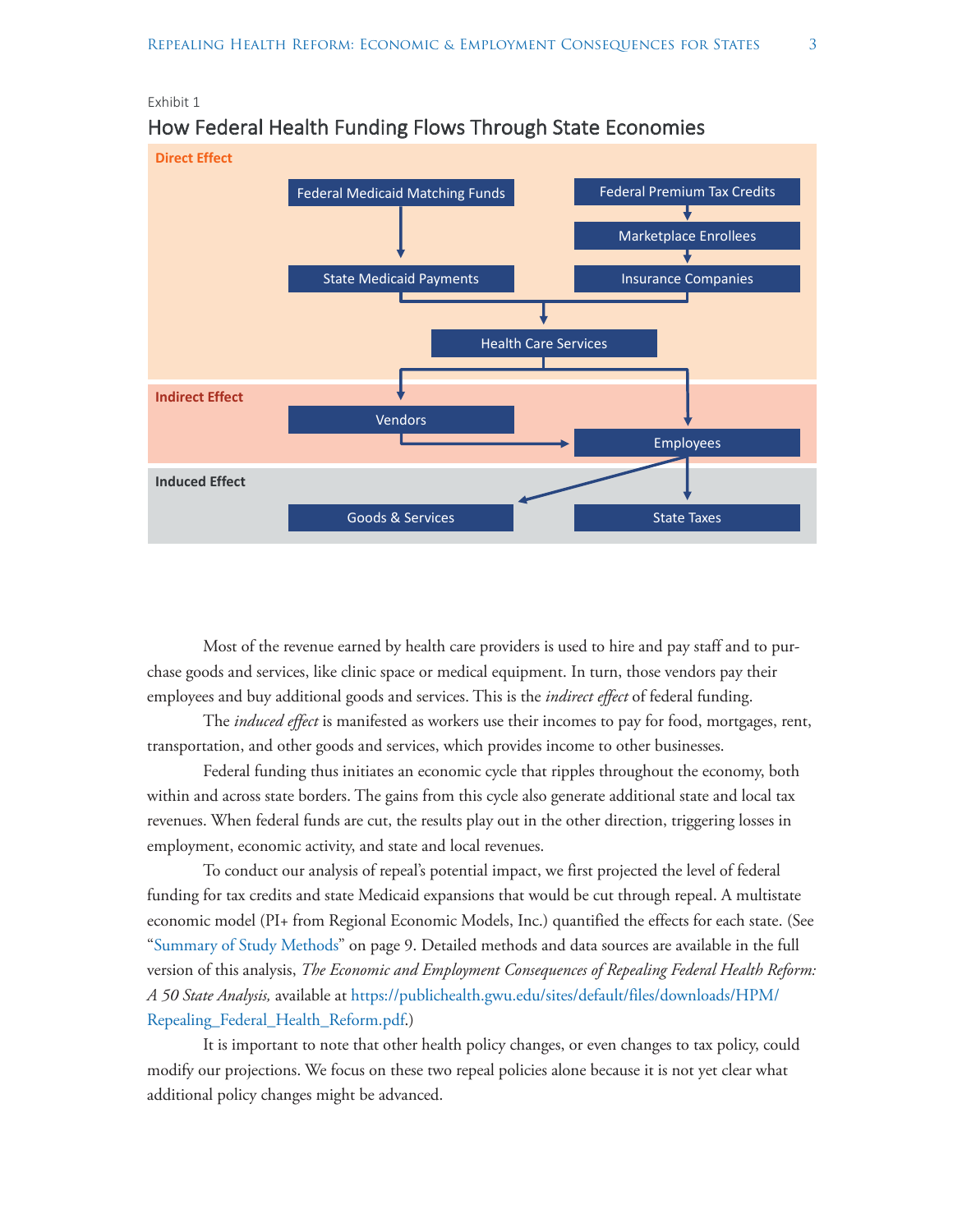Exhibit 1

## How Federal Health Funding Flows Through State Economies

**Direct Effect**

Federal Medicaid Matching Funds → State Medicaid Payments

Federal Premium Tax Credits → Marketplace Enrollees → Insurance Companies

State Medicaid Payments, Insurance Companies → Health Care Services

**Indirect Effect**

Health Care Services → Vendors, Employees

Vendors → Employees

**Induced Effect**

Employees → Goods & Services, State Taxes

Most of the revenue earned by health care providers is used to hire and pay staff and to purchase goods and services, like clinic space or medical equipment. In turn, those vendors pay their employees and buy additional goods and services. This is the *indirect effect* of federal funding.

The *induced effect* is manifested as workers use their incomes to pay for food, mortgages, rent, transportation, and other goods and services, which provides income to other businesses.

Federal funding thus initiates an economic cycle that ripples throughout the economy, both within and across state borders. The gains from this cycle also generate additional state and local tax revenues. When federal funds are cut, the results play out in the other direction, triggering losses in employment, economic activity, and state and local revenues.

To conduct our analysis of repeal's potential impact, we first projected the level of federal funding for tax credits and state Medicaid expansions that would be cut through repeal. A multistate economic model (PI+ from Regional Economic Models, Inc.) quantified the effects for each state. (See "Summary of Study Methods" on page 9. Detailed methods and data sources are available in the full version of this analysis, *The Economic and Employment Consequences of Repealing Federal Health Reform: A 50 State Analysis,* available at https://publichealth.gwu.edu/sites/default/files/downloads/HPM/Repealing_Federal_Health_Reform.pdf.)

It is important to note that other health policy changes, or even changes to tax policy, could modify our projections. We focus on these two repeal policies alone because it is not yet clear what additional policy changes might be advanced.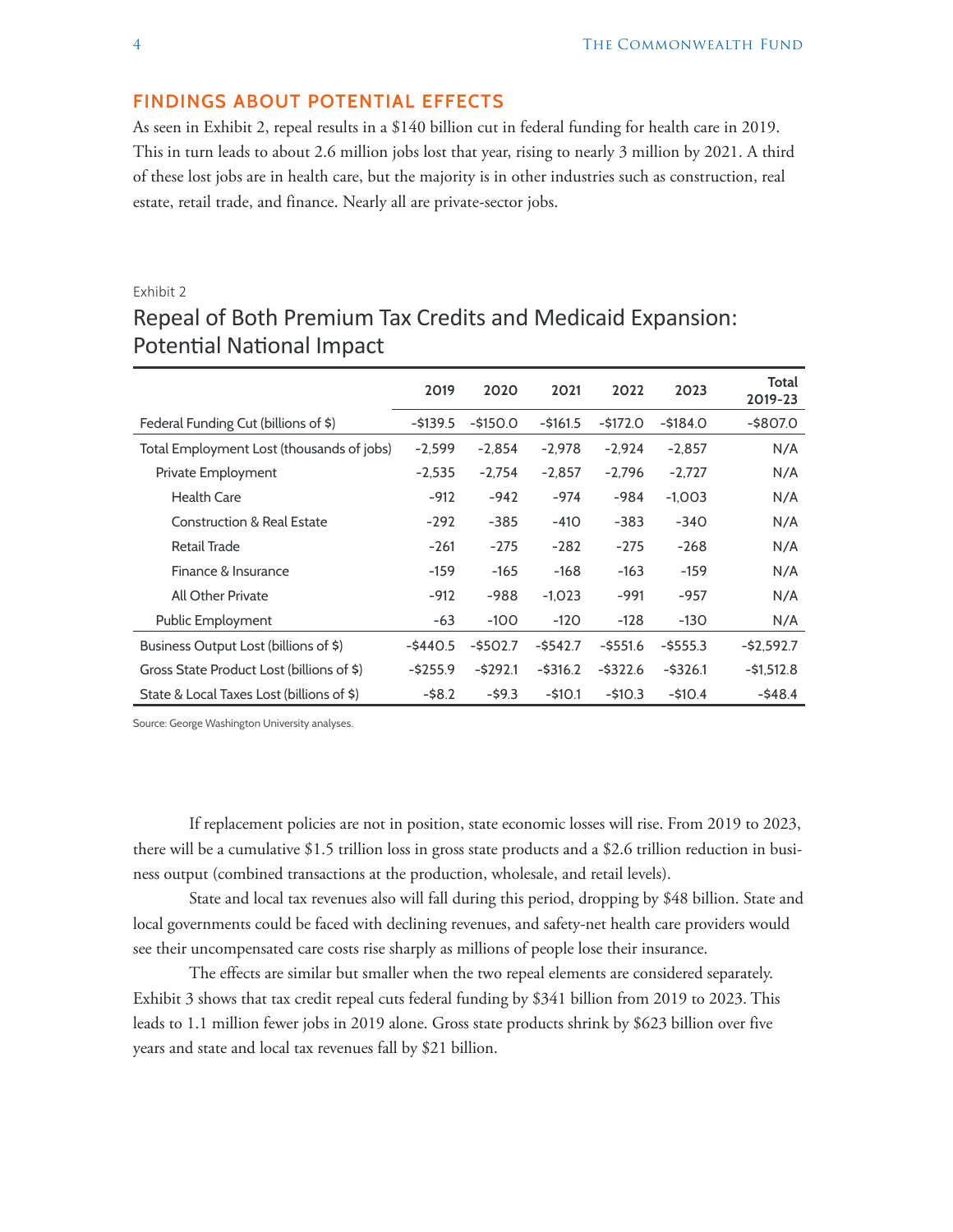## FINDINGS ABOUT POTENTIAL EFFECTS

As seen in Exhibit 2, repeal results in a $140 billion cut in federal funding for health care in 2019. This in turn leads to about 2.6 million jobs lost that year, rising to nearly 3 million by 2021. A third of these lost jobs are in health care, but the majority is in other industries such as construction, real estate, retail trade, and finance. Nearly all are private-sector jobs.

Exhibit 2

### Repeal of Both Premium Tax Credits and Medicaid Expansion: Potential National Impact

| | 2019 | 2020 | 2021 | 2022 | 2023 | Total 2019-23 |
|---|---|---|---|---|---|---|
| Federal Funding Cut (billions of $) | -$139.5 | -$150.0 | -$161.5 | -$172.0 | -$184.0 | -$807.0 |
| Total Employment Lost (thousands of jobs) | -2,599 | -2,854 | -2,978 | -2,924 | -2,857 | N/A |
| Private Employment | -2,535 | -2,754 | -2,857 | -2,796 | -2,727 | N/A |
| Health Care | -912 | -942 | -974 | -984 | -1,003 | N/A |
| Construction & Real Estate | -292 | -385 | -410 | -383 | -340 | N/A |
| Retail Trade | -261 | -275 | -282 | -275 | -268 | N/A |
| Finance & Insurance | -159 | -165 | -168 | -163 | -159 | N/A |
| All Other Private | -912 | -988 | -1,023 | -991 | -957 | N/A |
| Public Employment | -63 | -100 | -120 | -128 | -130 | N/A |
| Business Output Lost (billions of $) | -$440.5 | -$502.7 | -$542.7 | -$551.6 | -$555.3 | -$2,592.7 |
| Gross State Product Lost (billions of $) | -$255.9 | -$292.1 | -$316.2 | -$322.6 | -$326.1 | -$1,512.8 |
| State & Local Taxes Lost (billions of $) | -$8.2 | -$9.3 | -$10.1 | -$10.3 | -$10.4 | -$48.4 |

Source: George Washington University analyses.

If replacement policies are not in position, state economic losses will rise. From 2019 to 2023, there will be a cumulative $1.5 trillion loss in gross state products and a $2.6 trillion reduction in business output (combined transactions at the production, wholesale, and retail levels).

State and local tax revenues also will fall during this period, dropping by $48 billion. State and local governments could be faced with declining revenues, and safety-net health care providers would see their uncompensated care costs rise sharply as millions of people lose their insurance.

The effects are similar but smaller when the two repeal elements are considered separately. Exhibit 3 shows that tax credit repeal cuts federal funding by $341 billion from 2019 to 2023. This leads to 1.1 million fewer jobs in 2019 alone. Gross state products shrink by $623 billion over five years and state and local tax revenues fall by $21 billion.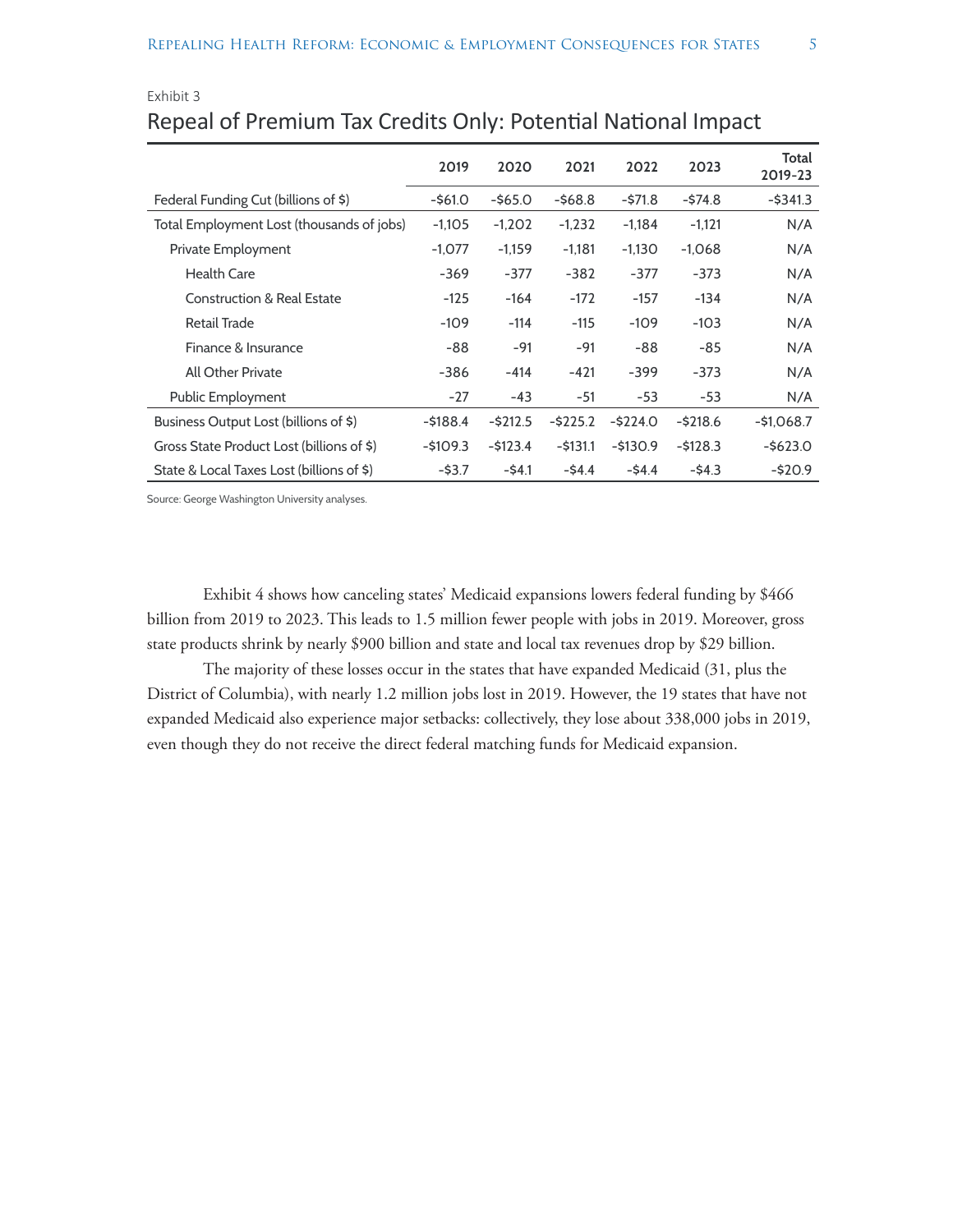Exhibit 3

## Repeal of Premium Tax Credits Only: Potential National Impact

| | 2019 | 2020 | 2021 | 2022 | 2023 | Total 2019-23 |
|---|---|---|---|---|---|---|
| Federal Funding Cut (billions of $) | -$61.0 | -$65.0 | -$68.8 | -$71.8 | -$74.8 | -$341.3 |
| Total Employment Lost (thousands of jobs) | -1,105 | -1,202 | -1,232 | -1,184 | -1,121 | N/A |
| Private Employment | -1,077 | -1,159 | -1,181 | -1,130 | -1,068 | N/A |
| Health Care | -369 | -377 | -382 | -377 | -373 | N/A |
| Construction & Real Estate | -125 | -164 | -172 | -157 | -134 | N/A |
| Retail Trade | -109 | -114 | -115 | -109 | -103 | N/A |
| Finance & Insurance | -88 | -91 | -91 | -88 | -85 | N/A |
| All Other Private | -386 | -414 | -421 | -399 | -373 | N/A |
| Public Employment | -27 | -43 | -51 | -53 | -53 | N/A |
| Business Output Lost (billions of $) | -$188.4 | -$212.5 | -$225.2 | -$224.0 | -$218.6 | -$1,068.7 |
| Gross State Product Lost (billions of $) | -$109.3 | -$123.4 | -$131.1 | -$130.9 | -$128.3 | -$623.0 |
| State & Local Taxes Lost (billions of $) | -$3.7 | -$4.1 | -$4.4 | -$4.4 | -$4.3 | -$20.9 |

Source: George Washington University analyses.

Exhibit 4 shows how canceling states' Medicaid expansions lowers federal funding by $466 billion from 2019 to 2023. This leads to 1.5 million fewer people with jobs in 2019. Moreover, gross state products shrink by nearly $900 billion and state and local tax revenues drop by $29 billion.

The majority of these losses occur in the states that have expanded Medicaid (31, plus the District of Columbia), with nearly 1.2 million jobs lost in 2019. However, the 19 states that have not expanded Medicaid also experience major setbacks: collectively, they lose about 338,000 jobs in 2019, even though they do not receive the direct federal matching funds for Medicaid expansion.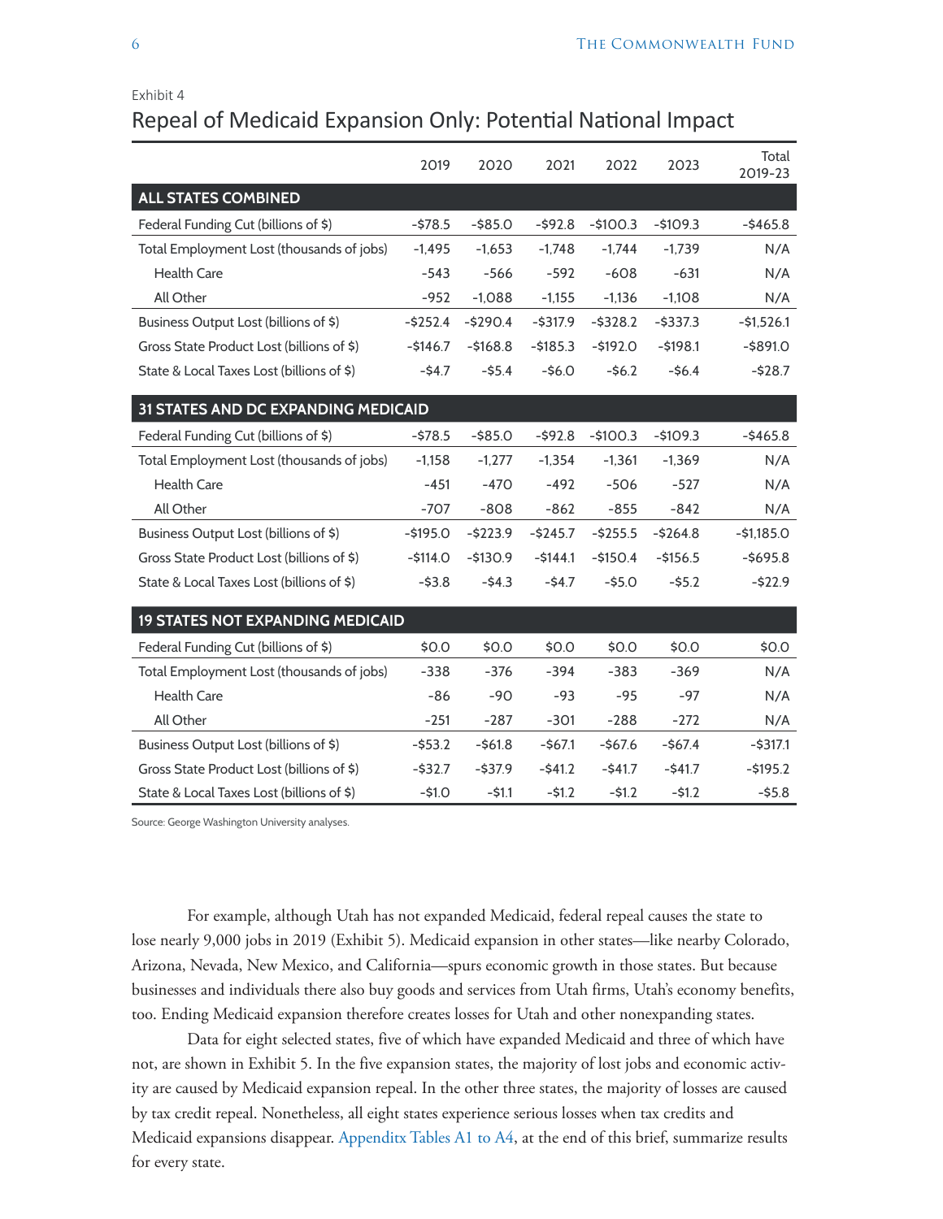Exhibit 4

## Repeal of Medicaid Expansion Only: Potential National Impact

| | 2019 | 2020 | 2021 | 2022 | 2023 | Total 2019-23 |
|---|---|---|---|---|---|---|
| **ALL STATES COMBINED** | | | | | | |
| Federal Funding Cut (billions of $) | -$78.5 | -$85.0 | -$92.8 | -$100.3 | -$109.3 | -$465.8 |
| Total Employment Lost (thousands of jobs) | -1,495 | -1,653 | -1,748 | -1,744 | -1,739 | N/A |
| Health Care | -543 | -566 | -592 | -608 | -631 | N/A |
| All Other | -952 | -1,088 | -1,155 | -1,136 | -1,108 | N/A |
| Business Output Lost (billions of $) | -$252.4 | -$290.4 | -$317.9 | -$328.2 | -$337.3 | -$1,526.1 |
| Gross State Product Lost (billions of $) | -$146.7 | -$168.8 | -$185.3 | -$192.0 | -$198.1 | -$891.0 |
| State & Local Taxes Lost (billions of $) | -$4.7 | -$5.4 | -$6.0 | -$6.2 | -$6.4 | -$28.7 |
| **31 STATES AND DC EXPANDING MEDICAID** | | | | | | |
| Federal Funding Cut (billions of $) | -$78.5 | -$85.0 | -$92.8 | -$100.3 | -$109.3 | -$465.8 |
| Total Employment Lost (thousands of jobs) | -1,158 | -1,277 | -1,354 | -1,361 | -1,369 | N/A |
| Health Care | -451 | -470 | -492 | -506 | -527 | N/A |
| All Other | -707 | -808 | -862 | -855 | -842 | N/A |
| Business Output Lost (billions of $) | -$195.0 | -$223.9 | -$245.7 | -$255.5 | -$264.8 | -$1,185.0 |
| Gross State Product Lost (billions of $) | -$114.0 | -$130.9 | -$144.1 | -$150.4 | -$156.5 | -$695.8 |
| State & Local Taxes Lost (billions of $) | -$3.8 | -$4.3 | -$4.7 | -$5.0 | -$5.2 | -$22.9 |
| **19 STATES NOT EXPANDING MEDICAID** | | | | | | |
| Federal Funding Cut (billions of $) | $0.0 | $0.0 | $0.0 | $0.0 | $0.0 | $0.0 |
| Total Employment Lost (thousands of jobs) | -338 | -376 | -394 | -383 | -369 | N/A |
| Health Care | -86 | -90 | -93 | -95 | -97 | N/A |
| All Other | -251 | -287 | -301 | -288 | -272 | N/A |
| Business Output Lost (billions of $) | -$53.2 | -$61.8 | -$67.1 | -$67.6 | -$67.4 | -$317.1 |
| Gross State Product Lost (billions of $) | -$32.7 | -$37.9 | -$41.2 | -$41.7 | -$41.7 | -$195.2 |
| State & Local Taxes Lost (billions of $) | -$1.0 | -$1.1 | -$1.2 | -$1.2 | -$1.2 | -$5.8 |

Source: George Washington University analyses.

For example, although Utah has not expanded Medicaid, federal repeal causes the state to lose nearly 9,000 jobs in 2019 (Exhibit 5). Medicaid expansion in other states—like nearby Colorado, Arizona, Nevada, New Mexico, and California—spurs economic growth in those states. But because businesses and individuals there also buy goods and services from Utah firms, Utah's economy benefits, too. Ending Medicaid expansion therefore creates losses for Utah and other nonexpanding states.

Data for eight selected states, five of which have expanded Medicaid and three of which have not, are shown in Exhibit 5. In the five expansion states, the majority of lost jobs and economic activity are caused by Medicaid expansion repeal. In the other three states, the majority of losses are caused by tax credit repeal. Nonetheless, all eight states experience serious losses when tax credits and Medicaid expansions disappear. Appenditx Tables A1 to A4, at the end of this brief, summarize results for every state.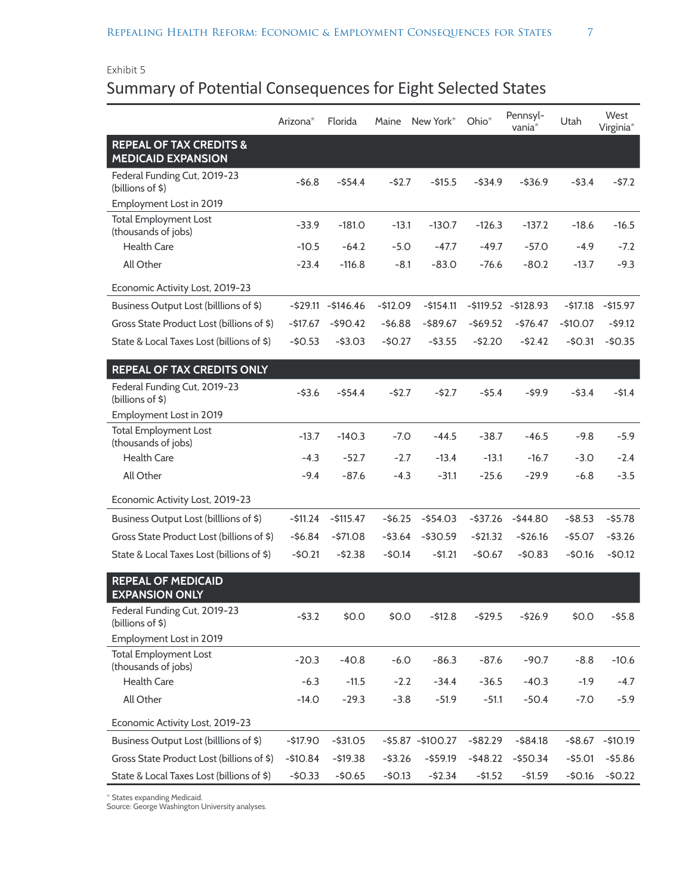Exhibit 5

## Summary of Potential Consequences for Eight Selected States

| | Arizona* | Florida | Maine | New York* | Ohio* | Pennsyl-vania* | Utah | West Virginia* |
|---|---|---|---|---|---|---|---|---|
| **REPEAL OF TAX CREDITS & MEDICAID EXPANSION** | | | | | | | | |
| Federal Funding Cut, 2019-23 (billions of $) | -$6.8 | -$54.4 | -$2.7 | -$15.5 | -$34.9 | -$36.9 | -$3.4 | -$7.2 |
| Employment Lost in 2019 | | | | | | | | |
| Total Employment Lost (thousands of jobs) | -33.9 | -181.0 | -13.1 | -130.7 | -126.3 | -137.2 | -18.6 | -16.5 |
| Health Care | -10.5 | -64.2 | -5.0 | -47.7 | -49.7 | -57.0 | -4.9 | -7.2 |
| All Other | -23.4 | -116.8 | -8.1 | -83.0 | -76.6 | -80.2 | -13.7 | -9.3 |
| Economic Activity Lost, 2019-23 | | | | | | | | |
| Business Output Lost (billions of $) | -$29.11 | -$146.46 | -$12.09 | -$154.11 | -$119.52 | -$128.93 | -$17.18 | -$15.97 |
| Gross State Product Lost (billions of $) | -$17.67 | -$90.42 | -$6.88 | -$89.67 | -$69.52 | -$76.47 | -$10.07 | -$9.12 |
| State & Local Taxes Lost (billions of $) | -$0.53 | -$3.03 | -$0.27 | -$3.55 | -$2.20 | -$2.42 | -$0.31 | -$0.35 |
| **REPEAL OF TAX CREDITS ONLY** | | | | | | | | |
| Federal Funding Cut, 2019-23 (billions of $) | -$3.6 | -$54.4 | -$2.7 | -$2.7 | -$5.4 | -$9.9 | -$3.4 | -$1.4 |
| Employment Lost in 2019 | | | | | | | | |
| Total Employment Lost (thousands of jobs) | -13.7 | -140.3 | -7.0 | -44.5 | -38.7 | -46.5 | -9.8 | -5.9 |
| Health Care | -4.3 | -52.7 | -2.7 | -13.4 | -13.1 | -16.7 | -3.0 | -2.4 |
| All Other | -9.4 | -87.6 | -4.3 | -31.1 | -25.6 | -29.9 | -6.8 | -3.5 |
| Economic Activity Lost, 2019-23 | | | | | | | | |
| Business Output Lost (billlions of $) | -$11.24 | -$115.47 | -$6.25 | -$54.03 | -$37.26 | -$44.80 | -$8.53 | -$5.78 |
| Gross State Product Lost (billions of $) | -$6.84 | -$71.08 | -$3.64 | -$30.59 | -$21.32 | -$26.16 | -$5.07 | -$3.26 |
| State & Local Taxes Lost (billions of $) | -$0.21 | -$2.38 | -$0.14 | -$1.21 | -$0.67 | -$0.83 | -$0.16 | -$0.12 |
| **REPEAL OF MEDICAID EXPANSION ONLY** | | | | | | | | |
| Federal Funding Cut, 2019-23 (billions of $) | -$3.2 | $0.0 | $0.0 | -$12.8 | -$29.5 | -$26.9 | $0.0 | -$5.8 |
| Employment Lost in 2019 | | | | | | | | |
| Total Employment Lost (thousands of jobs) | -20.3 | -40.8 | -6.0 | -86.3 | -87.6 | -90.7 | -8.8 | -10.6 |
| Health Care | -6.3 | -11.5 | -2.2 | -34.4 | -36.5 | -40.3 | -1.9 | -4.7 |
| All Other | -14.0 | -29.3 | -3.8 | -51.9 | -51.1 | -50.4 | -7.0 | -5.9 |
| Economic Activity Lost, 2019-23 | | | | | | | | |
| Business Output Lost (billlions of $) | -$17.90 | -$31.05 | -$5.87 | -$100.27 | -$82.29 | -$84.18 | -$8.67 | -$10.19 |
| Gross State Product Lost (billions of $) | -$10.84 | -$19.38 | -$3.26 | -$59.19 | -$48.22 | -$50.34 | -$5.01 | -$5.86 |
| State & Local Taxes Lost (billions of $) | -$0.33 | -$0.65 | -$0.13 | -$2.34 | -$1.52 | -$1.59 | -$0.16 | -$0.22 |

* States expanding Medicaid.
Source: George Washington University analyses.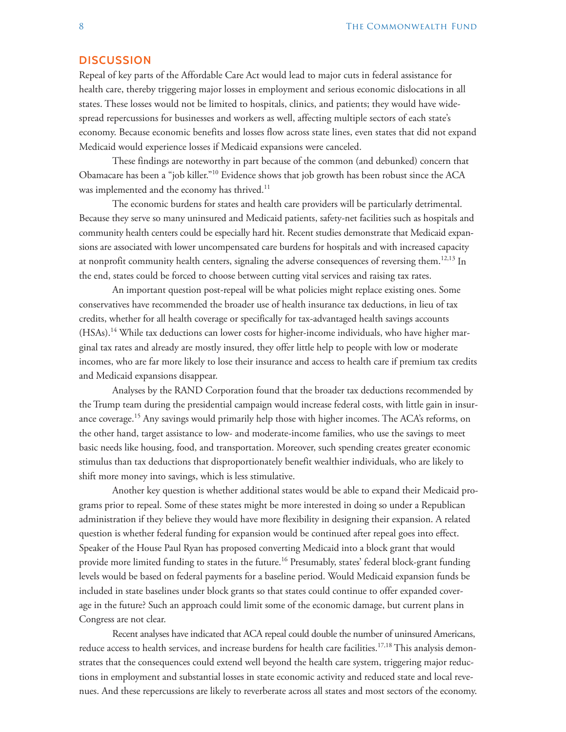## DISCUSSION

Repeal of key parts of the Affordable Care Act would lead to major cuts in federal assistance for health care, thereby triggering major losses in employment and serious economic dislocations in all states. These losses would not be limited to hospitals, clinics, and patients; they would have widespread repercussions for businesses and workers as well, affecting multiple sectors of each state's economy. Because economic benefits and losses flow across state lines, even states that did not expand Medicaid would experience losses if Medicaid expansions were canceled.

These findings are noteworthy in part because of the common (and debunked) concern that Obamacare has been a "job killer."[10] Evidence shows that job growth has been robust since the ACA was implemented and the economy has thrived.[11]

The economic burdens for states and health care providers will be particularly detrimental. Because they serve so many uninsured and Medicaid patients, safety-net facilities such as hospitals and community health centers could be especially hard hit. Recent studies demonstrate that Medicaid expansions are associated with lower uncompensated care burdens for hospitals and with increased capacity at nonprofit community health centers, signaling the adverse consequences of reversing them.[12,13] In the end, states could be forced to choose between cutting vital services and raising tax rates.

An important question post-repeal will be what policies might replace existing ones. Some conservatives have recommended the broader use of health insurance tax deductions, in lieu of tax credits, whether for all health coverage or specifically for tax-advantaged health savings accounts (HSAs).[14] While tax deductions can lower costs for higher-income individuals, who have higher marginal tax rates and already are mostly insured, they offer little help to people with low or moderate incomes, who are far more likely to lose their insurance and access to health care if premium tax credits and Medicaid expansions disappear.

Analyses by the RAND Corporation found that the broader tax deductions recommended by the Trump team during the presidential campaign would increase federal costs, with little gain in insurance coverage.[15] Any savings would primarily help those with higher incomes. The ACA's reforms, on the other hand, target assistance to low- and moderate-income families, who use the savings to meet basic needs like housing, food, and transportation. Moreover, such spending creates greater economic stimulus than tax deductions that disproportionately benefit wealthier individuals, who are likely to shift more money into savings, which is less stimulative.

Another key question is whether additional states would be able to expand their Medicaid programs prior to repeal. Some of these states might be more interested in doing so under a Republican administration if they believe they would have more flexibility in designing their expansion. A related question is whether federal funding for expansion would be continued after repeal goes into effect. Speaker of the House Paul Ryan has proposed converting Medicaid into a block grant that would provide more limited funding to states in the future.[16] Presumably, states' federal block-grant funding levels would be based on federal payments for a baseline period. Would Medicaid expansion funds be included in state baselines under block grants so that states could continue to offer expanded coverage in the future? Such an approach could limit some of the economic damage, but current plans in Congress are not clear.

Recent analyses have indicated that ACA repeal could double the number of uninsured Americans, reduce access to health services, and increase burdens for health care facilities.[17,18] This analysis demonstrates that the consequences could extend well beyond the health care system, triggering major reductions in employment and substantial losses in state economic activity and reduced state and local revenues. And these repercussions are likely to reverberate across all states and most sectors of the economy.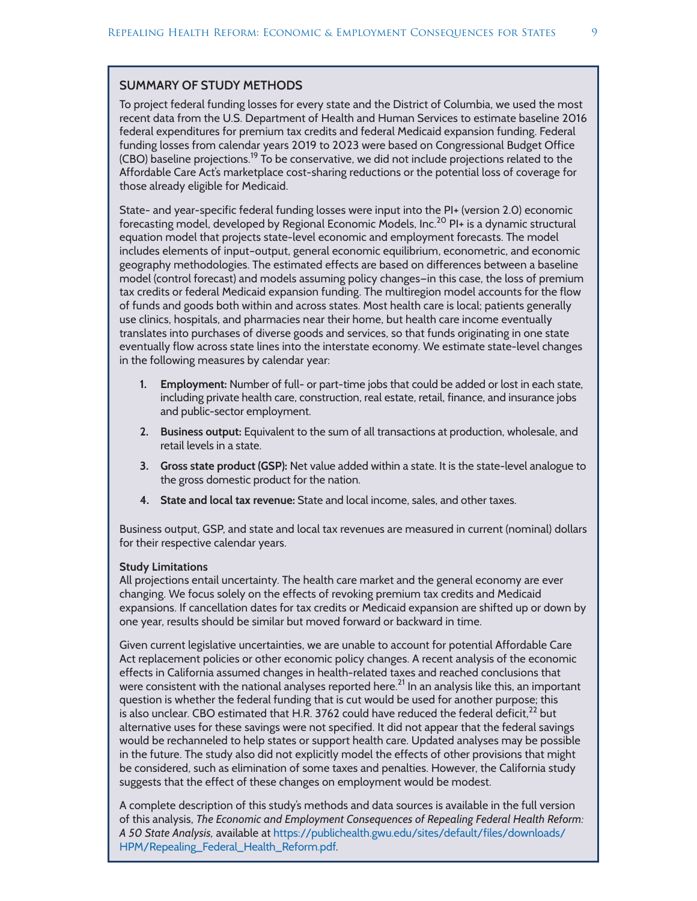## SUMMARY OF STUDY METHODS

To project federal funding losses for every state and the District of Columbia, we used the most recent data from the U.S. Department of Health and Human Services to estimate baseline 2016 federal expenditures for premium tax credits and federal Medicaid expansion funding. Federal funding losses from calendar years 2019 to 2023 were based on Congressional Budget Office (CBO) baseline projections.[19] To be conservative, we did not include projections related to the Affordable Care Act's marketplace cost-sharing reductions or the potential loss of coverage for those already eligible for Medicaid.

State- and year-specific federal funding losses were input into the PI+ (version 2.0) economic forecasting model, developed by Regional Economic Models, Inc.[20] PI+ is a dynamic structural equation model that projects state-level economic and employment forecasts. The model includes elements of input-output, general economic equilibrium, econometric, and economic geography methodologies. The estimated effects are based on differences between a baseline model (control forecast) and models assuming policy changes–in this case, the loss of premium tax credits or federal Medicaid expansion funding. The multiregion model accounts for the flow of funds and goods both within and across states. Most health care is local; patients generally use clinics, hospitals, and pharmacies near their home, but health care income eventually translates into purchases of diverse goods and services, so that funds originating in one state eventually flow across state lines into the interstate economy. We estimate state-level changes in the following measures by calendar year:

1. **Employment:** Number of full- or part-time jobs that could be added or lost in each state, including private health care, construction, real estate, retail, finance, and insurance jobs and public-sector employment.
2. **Business output:** Equivalent to the sum of all transactions at production, wholesale, and retail levels in a state.
3. **Gross state product (GSP):** Net value added within a state. It is the state-level analogue to the gross domestic product for the nation.
4. **State and local tax revenue:** State and local income, sales, and other taxes.

Business output, GSP, and state and local tax revenues are measured in current (nominal) dollars for their respective calendar years.

**Study Limitations**

All projections entail uncertainty. The health care market and the general economy are ever changing. We focus solely on the effects of revoking premium tax credits and Medicaid expansions. If cancellation dates for tax credits or Medicaid expansion are shifted up or down by one year, results should be similar but moved forward or backward in time.

Given current legislative uncertainties, we are unable to account for potential Affordable Care Act replacement policies or other economic policy changes. A recent analysis of the economic effects in California assumed changes in health-related taxes and reached conclusions that were consistent with the national analyses reported here.[21] In an analysis like this, an important question is whether the federal funding that is cut would be used for another purpose; this is also unclear. CBO estimated that H.R. 3762 could have reduced the federal deficit,[22] but alternative uses for these savings were not specified. It did not appear that the federal savings would be rechanneled to help states or support health care. Updated analyses may be possible in the future. The study also did not explicitly model the effects of other provisions that might be considered, such as elimination of some taxes and penalties. However, the California study suggests that the effect of these changes on employment would be modest.

A complete description of this study's methods and data sources is available in the full version of this analysis, *The Economic and Employment Consequences of Repealing Federal Health Reform: A 50 State Analysis,* available at https://publichealth.gwu.edu/sites/default/files/downloads/HPM/Repealing_Federal_Health_Reform.pdf.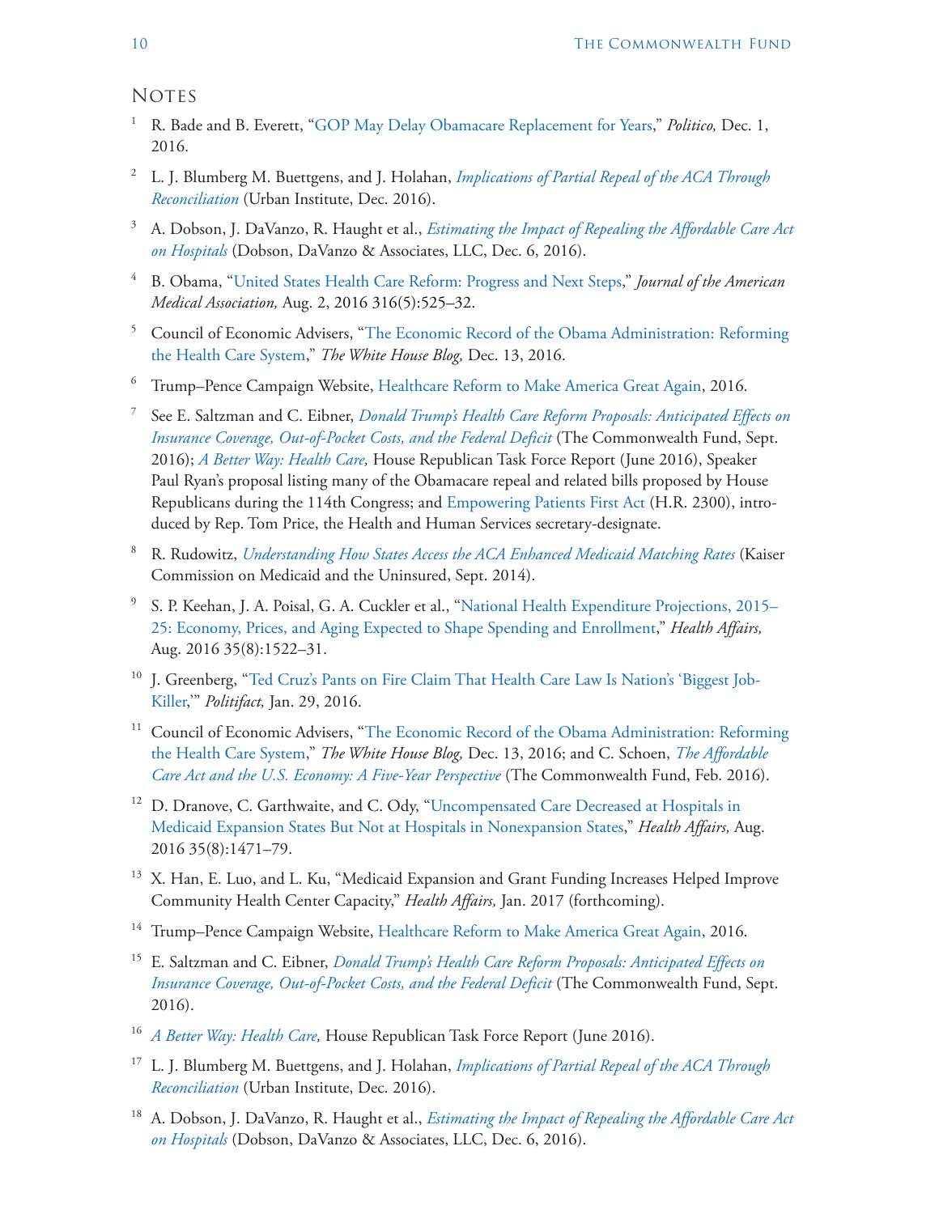## Notes

1. R. Bade and B. Everett, "GOP May Delay Obamacare Replacement for Years," *Politico,* Dec. 1, 2016.

2. L. J. Blumberg M. Buettgens, and J. Holahan, *Implications of Partial Repeal of the ACA Through Reconciliation* (Urban Institute, Dec. 2016).

3. A. Dobson, J. DaVanzo, R. Haught et al., *Estimating the Impact of Repealing the Affordable Care Act on Hospitals* (Dobson, DaVanzo & Associates, LLC, Dec. 6, 2016).

4. B. Obama, "United States Health Care Reform: Progress and Next Steps," *Journal of the American Medical Association,* Aug. 2, 2016 316(5):525–32.

5. Council of Economic Advisers, "The Economic Record of the Obama Administration: Reforming the Health Care System," *The White House Blog,* Dec. 13, 2016.

6. Trump–Pence Campaign Website, Healthcare Reform to Make America Great Again, 2016.

7. See E. Saltzman and C. Eibner, *Donald Trump's Health Care Reform Proposals: Anticipated Effects on Insurance Coverage, Out-of-Pocket Costs, and the Federal Deficit* (The Commonwealth Fund, Sept. 2016); *A Better Way: Health Care,* House Republican Task Force Report (June 2016), Speaker Paul Ryan's proposal listing many of the Obamacare repeal and related bills proposed by House Republicans during the 114th Congress; and Empowering Patients First Act (H.R. 2300), introduced by Rep. Tom Price, the Health and Human Services secretary-designate.

8. R. Rudowitz, *Understanding How States Access the ACA Enhanced Medicaid Matching Rates* (Kaiser Commission on Medicaid and the Uninsured, Sept. 2014).

9. S. P. Keehan, J. A. Poisal, G. A. Cuckler et al., "National Health Expenditure Projections, 2015–25: Economy, Prices, and Aging Expected to Shape Spending and Enrollment," *Health Affairs,* Aug. 2016 35(8):1522–31.

10. J. Greenberg, "Ted Cruz's Pants on Fire Claim That Health Care Law Is Nation's 'Biggest Job-Killer,'" *Politifact,* Jan. 29, 2016.

11. Council of Economic Advisers, "The Economic Record of the Obama Administration: Reforming the Health Care System," *The White House Blog,* Dec. 13, 2016; and C. Schoen, *The Affordable Care Act and the U.S. Economy: A Five-Year Perspective* (The Commonwealth Fund, Feb. 2016).

12. D. Dranove, C. Garthwaite, and C. Ody, "Uncompensated Care Decreased at Hospitals in Medicaid Expansion States But Not at Hospitals in Nonexpansion States," *Health Affairs,* Aug. 2016 35(8):1471–79.

13. X. Han, E. Luo, and L. Ku, "Medicaid Expansion and Grant Funding Increases Helped Improve Community Health Center Capacity," *Health Affairs,* Jan. 2017 (forthcoming).

14. Trump–Pence Campaign Website, Healthcare Reform to Make America Great Again, 2016.

15. E. Saltzman and C. Eibner, *Donald Trump's Health Care Reform Proposals: Anticipated Effects on Insurance Coverage, Out-of-Pocket Costs, and the Federal Deficit* (The Commonwealth Fund, Sept. 2016).

16. *A Better Way: Health Care,* House Republican Task Force Report (June 2016).

17. L. J. Blumberg M. Buettgens, and J. Holahan, *Implications of Partial Repeal of the ACA Through Reconciliation* (Urban Institute, Dec. 2016).

18. A. Dobson, J. DaVanzo, R. Haught et al., *Estimating the Impact of Repealing the Affordable Care Act on Hospitals* (Dobson, DaVanzo & Associates, LLC, Dec. 6, 2016).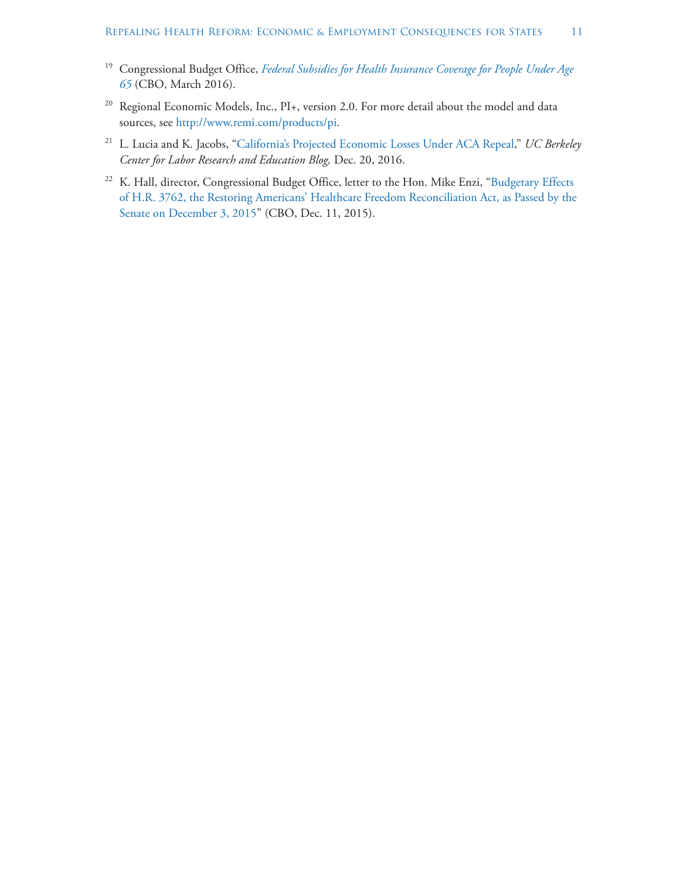[19] Congressional Budget Office, *Federal Subsidies for Health Insurance Coverage for People Under Age 65* (CBO, March 2016).

[20] Regional Economic Models, Inc., PI+, version 2.0. For more detail about the model and data sources, see http://www.remi.com/products/pi.

[21] L. Lucia and K. Jacobs, "California's Projected Economic Losses Under ACA Repeal," *UC Berkeley Center for Labor Research and Education Blog,* Dec. 20, 2016.

[22] K. Hall, director, Congressional Budget Office, letter to the Hon. Mike Enzi, "Budgetary Effects of H.R. 3762, the Restoring Americans' Healthcare Freedom Reconciliation Act, as Passed by the Senate on December 3, 2015" (CBO, Dec. 11, 2015).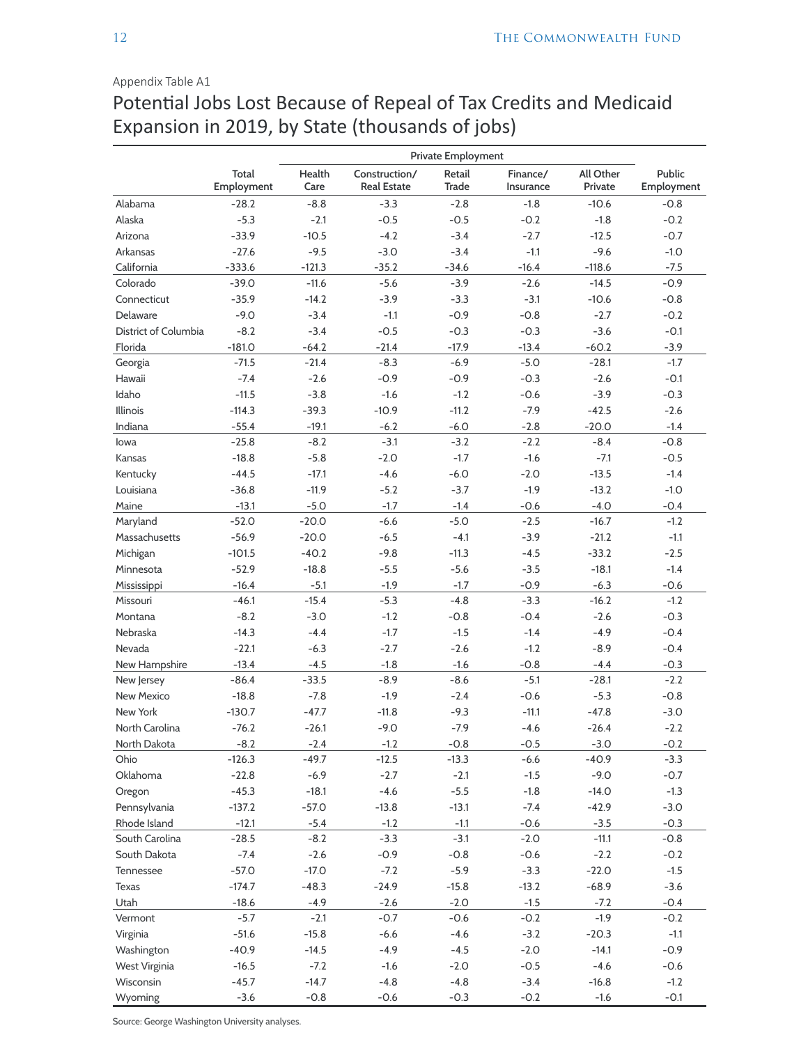Appendix Table A1

## Potential Jobs Lost Because of Repeal of Tax Credits and Medicaid Expansion in 2019, by State (thousands of jobs)

| | Total Employment | Private Employment | | | | | Public Employment |
|---|---|---|---|---|---|---|---|
| | | Health Care | Construction/ Real Estate | Retail Trade | Finance/ Insurance | All Other Private | |
| Alabama | -28.2 | -8.8 | -3.3 | -2.8 | -1.8 | -10.6 | -0.8 |
| Alaska | -5.3 | -2.1 | -0.5 | -0.5 | -0.2 | -1.8 | -0.2 |
| Arizona | -33.9 | -10.5 | -4.2 | -3.4 | -2.7 | -12.5 | -0.7 |
| Arkansas | -27.6 | -9.5 | -3.0 | -3.4 | -1.1 | -9.6 | -1.0 |
| California | -333.6 | -121.3 | -35.2 | -34.6 | -16.4 | -118.6 | -7.5 |
| Colorado | -39.0 | -11.6 | -5.6 | -3.9 | -2.6 | -14.5 | -0.9 |
| Connecticut | -35.9 | -14.2 | -3.9 | -3.3 | -3.1 | -10.6 | -0.8 |
| Delaware | -9.0 | -3.4 | -1.1 | -0.9 | -0.8 | -2.7 | -0.2 |
| District of Columbia | -8.2 | -3.4 | -0.5 | -0.3 | -0.3 | -3.6 | -0.1 |
| Florida | -181.0 | -64.2 | -21.4 | -17.9 | -13.4 | -60.2 | -3.9 |
| Georgia | -71.5 | -21.4 | -8.3 | -6.9 | -5.0 | -28.1 | -1.7 |
| Hawaii | -7.4 | -2.6 | -0.9 | -0.9 | -0.3 | -2.6 | -0.1 |
| Idaho | -11.5 | -3.8 | -1.6 | -1.2 | -0.6 | -3.9 | -0.3 |
| Illinois | -114.3 | -39.3 | -10.9 | -11.2 | -7.9 | -42.5 | -2.6 |
| Indiana | -55.4 | -19.1 | -6.2 | -6.0 | -2.8 | -20.0 | -1.4 |
| Iowa | -25.8 | -8.2 | -3.1 | -3.2 | -2.2 | -8.4 | -0.8 |
| Kansas | -18.8 | -5.8 | -2.0 | -1.7 | -1.6 | -7.1 | -0.5 |
| Kentucky | -44.5 | -17.1 | -4.6 | -6.0 | -2.0 | -13.5 | -1.4 |
| Louisiana | -36.8 | -11.9 | -5.2 | -3.7 | -1.9 | -13.2 | -1.0 |
| Maine | -13.1 | -5.0 | -1.7 | -1.4 | -0.6 | -4.0 | -0.4 |
| Maryland | -52.0 | -20.0 | -6.6 | -5.0 | -2.5 | -16.7 | -1.2 |
| Massachusetts | -56.9 | -20.0 | -6.5 | -4.1 | -3.9 | -21.2 | -1.1 |
| Michigan | -101.5 | -40.2 | -9.8 | -11.3 | -4.5 | -33.2 | -2.5 |
| Minnesota | -52.9 | -18.8 | -5.5 | -5.6 | -3.5 | -18.1 | -1.4 |
| Mississippi | -16.4 | -5.1 | -1.9 | -1.7 | -0.9 | -6.3 | -0.6 |
| Missouri | -46.1 | -15.4 | -5.3 | -4.8 | -3.3 | -16.2 | -1.2 |
| Montana | -8.2 | -3.0 | -1.2 | -0.8 | -0.4 | -2.6 | -0.3 |
| Nebraska | -14.3 | -4.4 | -1.7 | -1.5 | -1.4 | -4.9 | -0.4 |
| Nevada | -22.1 | -6.3 | -2.7 | -2.6 | -1.2 | -8.9 | -0.4 |
| New Hampshire | -13.4 | -4.5 | -1.8 | -1.6 | -0.8 | -4.4 | -0.3 |
| New Jersey | -86.4 | -33.5 | -8.9 | -8.6 | -5.1 | -28.1 | -2.2 |
| New Mexico | -18.8 | -7.8 | -1.9 | -2.4 | -0.6 | -5.3 | -0.8 |
| New York | -130.7 | -47.7 | -11.8 | -9.3 | -11.1 | -47.8 | -3.0 |
| North Carolina | -76.2 | -26.1 | -9.0 | -7.9 | -4.6 | -26.4 | -2.2 |
| North Dakota | -8.2 | -2.4 | -1.2 | -0.8 | -0.5 | -3.0 | -0.2 |
| Ohio | -126.3 | -49.7 | -12.5 | -13.3 | -6.6 | -40.9 | -3.3 |
| Oklahoma | -22.8 | -6.9 | -2.7 | -2.1 | -1.5 | -9.0 | -0.7 |
| Oregon | -45.3 | -18.1 | -4.6 | -5.5 | -1.8 | -14.0 | -1.3 |
| Pennsylvania | -137.2 | -57.0 | -13.8 | -13.1 | -7.4 | -42.9 | -3.0 |
| Rhode Island | -12.1 | -5.4 | -1.2 | -1.1 | -0.6 | -3.5 | -0.3 |
| South Carolina | -28.5 | -8.2 | -3.3 | -3.1 | -2.0 | -11.1 | -0.8 |
| South Dakota | -7.4 | -2.6 | -0.9 | -0.8 | -0.6 | -2.2 | -0.2 |
| Tennessee | -57.0 | -17.0 | -7.2 | -5.9 | -3.3 | -22.0 | -1.5 |
| Texas | -174.7 | -48.3 | -24.9 | -15.8 | -13.2 | -68.9 | -3.6 |
| Utah | -18.6 | -4.9 | -2.6 | -2.0 | -1.5 | -7.2 | -0.4 |
| Vermont | -5.7 | -2.1 | -0.7 | -0.6 | -0.2 | -1.9 | -0.2 |
| Virginia | -51.6 | -15.8 | -6.6 | -4.6 | -3.2 | -20.3 | -1.1 |
| Washington | -40.9 | -14.5 | -4.9 | -4.5 | -2.0 | -14.1 | -0.9 |
| West Virginia | -16.5 | -7.2 | -1.6 | -2.0 | -0.5 | -4.6 | -0.6 |
| Wisconsin | -45.7 | -14.7 | -4.8 | -4.8 | -3.4 | -16.8 | -1.2 |
| Wyoming | -3.6 | -0.8 | -0.6 | -0.3 | -0.2 | -1.6 | -0.1 |

Source: George Washington University analyses.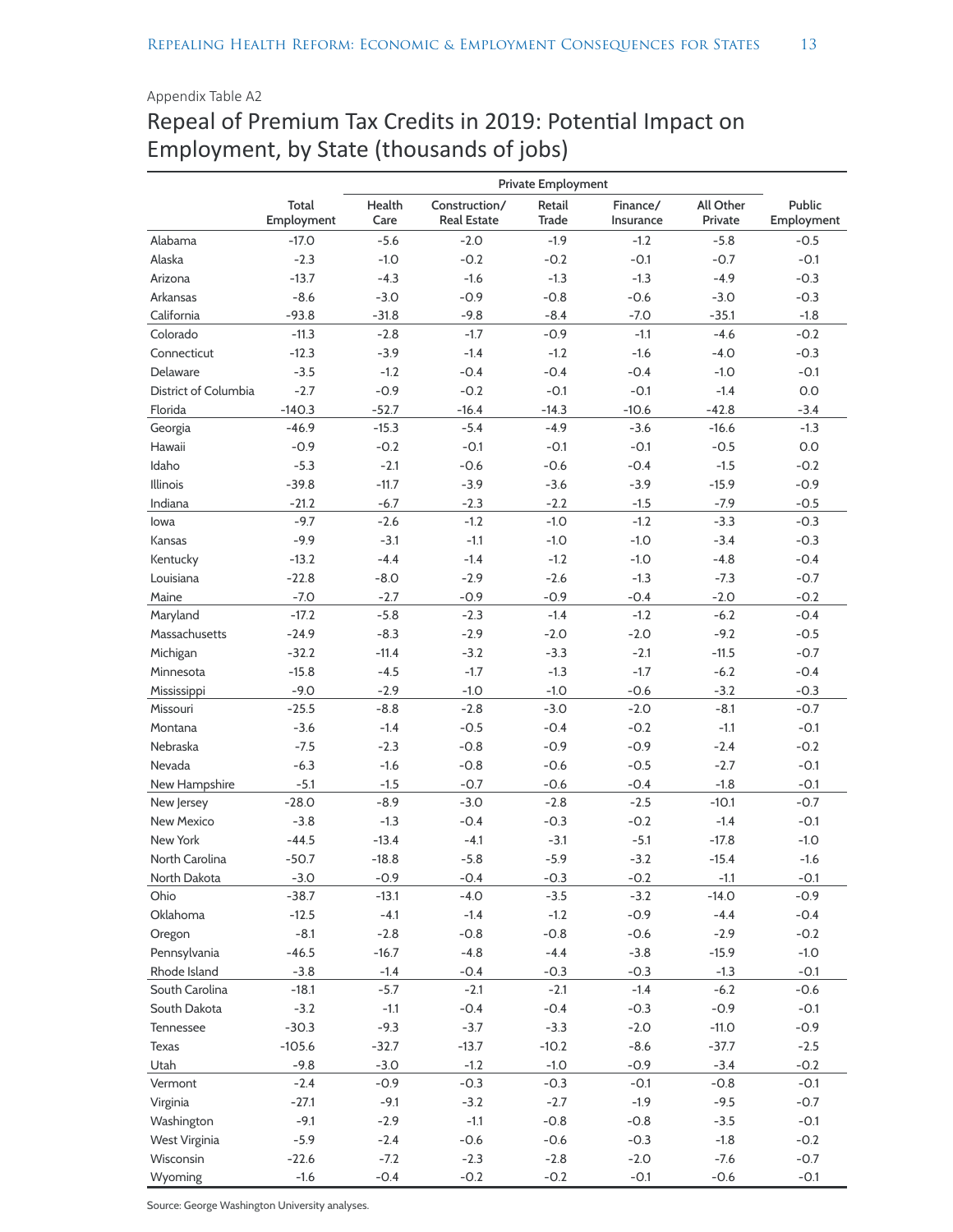Appendix Table A2

## Repeal of Premium Tax Credits in 2019: Potential Impact on Employment, by State (thousands of jobs)

| | Total Employment | Private Employment | | | | | Public Employment |
|---|---|---|---|---|---|---|---|
| | | Health Care | Construction/ Real Estate | Retail Trade | Finance/ Insurance | All Other Private | |
| Alabama | -17.0 | -5.6 | -2.0 | -1.9 | -1.2 | -5.8 | -0.5 |
| Alaska | -2.3 | -1.0 | -0.2 | -0.2 | -0.1 | -0.7 | -0.1 |
| Arizona | -13.7 | -4.3 | -1.6 | -1.3 | -1.3 | -4.9 | -0.3 |
| Arkansas | -8.6 | -3.0 | -0.9 | -0.8 | -0.6 | -3.0 | -0.3 |
| California | -93.8 | -31.8 | -9.8 | -8.4 | -7.0 | -35.1 | -1.8 |
| Colorado | -11.3 | -2.8 | -1.7 | -0.9 | -1.1 | -4.6 | -0.2 |
| Connecticut | -12.3 | -3.9 | -1.4 | -1.2 | -1.6 | -4.0 | -0.3 |
| Delaware | -3.5 | -1.2 | -0.4 | -0.4 | -0.4 | -1.0 | -0.1 |
| District of Columbia | -2.7 | -0.9 | -0.2 | -0.1 | -0.1 | -1.4 | 0.0 |
| Florida | -140.3 | -52.7 | -16.4 | -14.3 | -10.6 | -42.8 | -3.4 |
| Georgia | -46.9 | -15.3 | -5.4 | -4.9 | -3.6 | -16.6 | -1.3 |
| Hawaii | -0.9 | -0.2 | -0.1 | -0.1 | -0.1 | -0.5 | 0.0 |
| Idaho | -5.3 | -2.1 | -0.6 | -0.6 | -0.4 | -1.5 | -0.2 |
| Illinois | -39.8 | -11.7 | -3.9 | -3.6 | -3.9 | -15.9 | -0.9 |
| Indiana | -21.2 | -6.7 | -2.3 | -2.2 | -1.5 | -7.9 | -0.5 |
| Iowa | -9.7 | -2.6 | -1.2 | -1.0 | -1.2 | -3.3 | -0.3 |
| Kansas | -9.9 | -3.1 | -1.1 | -1.0 | -1.0 | -3.4 | -0.3 |
| Kentucky | -13.2 | -4.4 | -1.4 | -1.2 | -1.0 | -4.8 | -0.4 |
| Louisiana | -22.8 | -8.0 | -2.9 | -2.6 | -1.3 | -7.3 | -0.7 |
| Maine | -7.0 | -2.7 | -0.9 | -0.9 | -0.4 | -2.0 | -0.2 |
| Maryland | -17.2 | -5.8 | -2.3 | -1.4 | -1.2 | -6.2 | -0.4 |
| Massachusetts | -24.9 | -8.3 | -2.9 | -2.0 | -2.0 | -9.2 | -0.5 |
| Michigan | -32.2 | -11.4 | -3.2 | -3.3 | -2.1 | -11.5 | -0.7 |
| Minnesota | -15.8 | -4.5 | -1.7 | -1.3 | -1.7 | -6.2 | -0.4 |
| Mississippi | -9.0 | -2.9 | -1.0 | -1.0 | -0.6 | -3.2 | -0.3 |
| Missouri | -25.5 | -8.8 | -2.8 | -3.0 | -2.0 | -8.1 | -0.7 |
| Montana | -3.6 | -1.4 | -0.5 | -0.4 | -0.2 | -1.1 | -0.1 |
| Nebraska | -7.5 | -2.3 | -0.8 | -0.9 | -0.9 | -2.4 | -0.2 |
| Nevada | -6.3 | -1.6 | -0.8 | -0.6 | -0.5 | -2.7 | -0.1 |
| New Hampshire | -5.1 | -1.5 | -0.7 | -0.6 | -0.4 | -1.8 | -0.1 |
| New Jersey | -28.0 | -8.9 | -3.0 | -2.8 | -2.5 | -10.1 | -0.7 |
| New Mexico | -3.8 | -1.3 | -0.4 | -0.3 | -0.2 | -1.4 | -0.1 |
| New York | -44.5 | -13.4 | -4.1 | -3.1 | -5.1 | -17.8 | -1.0 |
| North Carolina | -50.7 | -18.8 | -5.8 | -5.9 | -3.2 | -15.4 | -1.6 |
| North Dakota | -3.0 | -0.9 | -0.4 | -0.3 | -0.2 | -1.1 | -0.1 |
| Ohio | -38.7 | -13.1 | -4.0 | -3.5 | -3.2 | -14.0 | -0.9 |
| Oklahoma | -12.5 | -4.1 | -1.4 | -1.2 | -0.9 | -4.4 | -0.4 |
| Oregon | -8.1 | -2.8 | -0.8 | -0.8 | -0.6 | -2.9 | -0.2 |
| Pennsylvania | -46.5 | -16.7 | -4.8 | -4.4 | -3.8 | -15.9 | -1.0 |
| Rhode Island | -3.8 | -1.4 | -0.4 | -0.3 | -0.3 | -1.3 | -0.1 |
| South Carolina | -18.1 | -5.7 | -2.1 | -2.1 | -1.4 | -6.2 | -0.6 |
| South Dakota | -3.2 | -1.1 | -0.4 | -0.4 | -0.3 | -0.9 | -0.1 |
| Tennessee | -30.3 | -9.3 | -3.7 | -3.3 | -2.0 | -11.0 | -0.9 |
| Texas | -105.6 | -32.7 | -13.7 | -10.2 | -8.6 | -37.7 | -2.5 |
| Utah | -9.8 | -3.0 | -1.2 | -1.0 | -0.9 | -3.4 | -0.2 |
| Vermont | -2.4 | -0.9 | -0.3 | -0.3 | -0.1 | -0.8 | -0.1 |
| Virginia | -27.1 | -9.1 | -3.2 | -2.7 | -1.9 | -9.5 | -0.7 |
| Washington | -9.1 | -2.9 | -1.1 | -0.8 | -0.8 | -3.5 | -0.1 |
| West Virginia | -5.9 | -2.4 | -0.6 | -0.6 | -0.3 | -1.8 | -0.2 |
| Wisconsin | -22.6 | -7.2 | -2.3 | -2.8 | -2.0 | -7.6 | -0.7 |
| Wyoming | -1.6 | -0.4 | -0.2 | -0.2 | -0.1 | -0.6 | -0.1 |

Source: George Washington University analyses.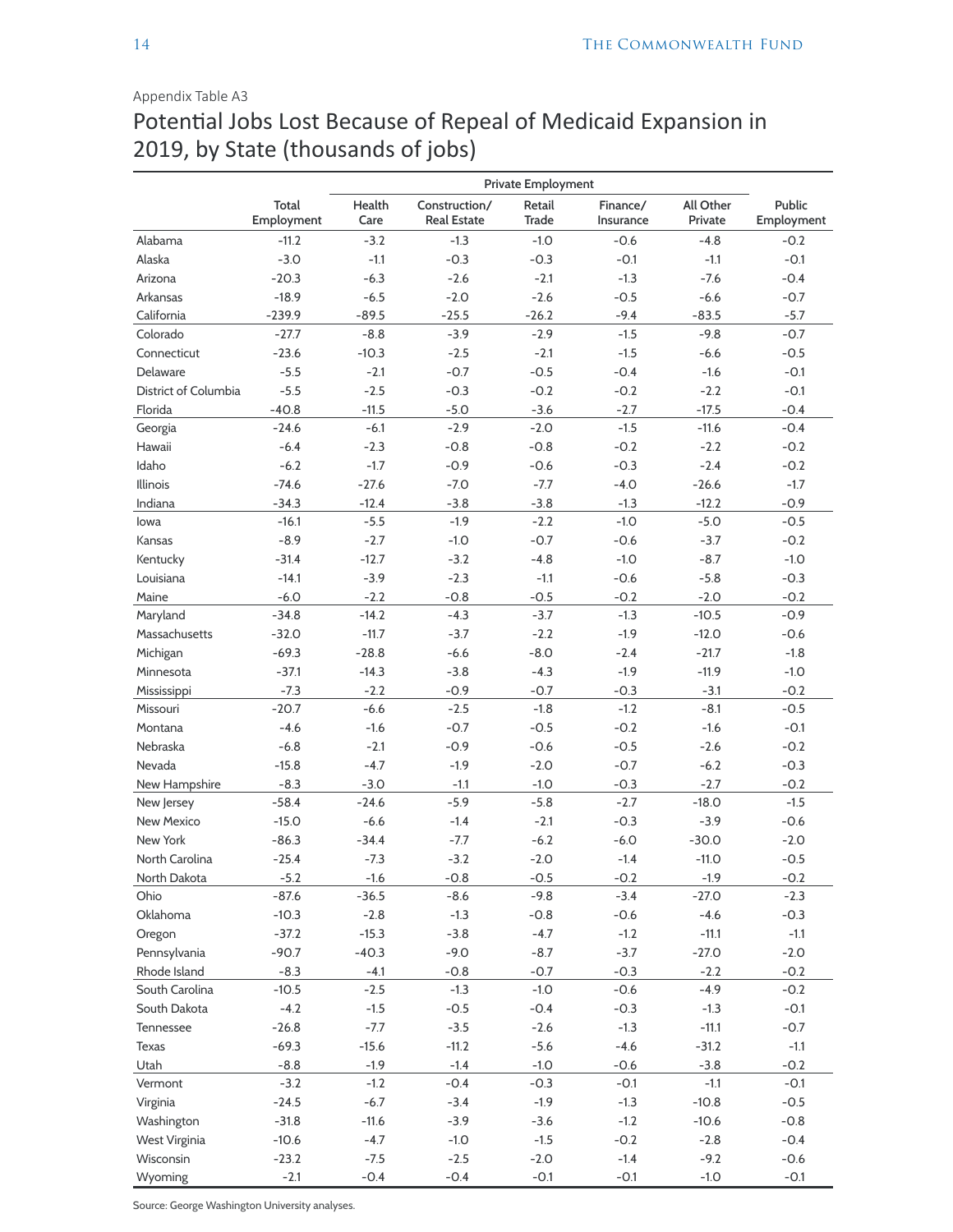Appendix Table A3

## Potential Jobs Lost Because of Repeal of Medicaid Expansion in 2019, by State (thousands of jobs)

| | Total Employment | Private Employment | | | | | Public Employment |
|---|---|---|---|---|---|---|---|
| | | Health Care | Construction/ Real Estate | Retail Trade | Finance/ Insurance | All Other Private | |
| Alabama | -11.2 | -3.2 | -1.3 | -1.0 | -0.6 | -4.8 | -0.2 |
| Alaska | -3.0 | -1.1 | -0.3 | -0.3 | -0.1 | -1.1 | -0.1 |
| Arizona | -20.3 | -6.3 | -2.6 | -2.1 | -1.3 | -7.6 | -0.4 |
| Arkansas | -18.9 | -6.5 | -2.0 | -2.6 | -0.5 | -6.6 | -0.7 |
| California | -239.9 | -89.5 | -25.5 | -26.2 | -9.4 | -83.5 | -5.7 |
| Colorado | -27.7 | -8.8 | -3.9 | -2.9 | -1.5 | -9.8 | -0.7 |
| Connecticut | -23.6 | -10.3 | -2.5 | -2.1 | -1.5 | -6.6 | -0.5 |
| Delaware | -5.5 | -2.1 | -0.7 | -0.5 | -0.4 | -1.6 | -0.1 |
| District of Columbia | -5.5 | -2.5 | -0.3 | -0.2 | -0.2 | -2.2 | -0.1 |
| Florida | -40.8 | -11.5 | -5.0 | -3.6 | -2.7 | -17.5 | -0.4 |
| Georgia | -24.6 | -6.1 | -2.9 | -2.0 | -1.5 | -11.6 | -0.4 |
| Hawaii | -6.4 | -2.3 | -0.8 | -0.8 | -0.2 | -2.2 | -0.2 |
| Idaho | -6.2 | -1.7 | -0.9 | -0.6 | -0.3 | -2.4 | -0.2 |
| Illinois | -74.6 | -27.6 | -7.0 | -7.7 | -4.0 | -26.6 | -1.7 |
| Indiana | -34.3 | -12.4 | -3.8 | -3.8 | -1.3 | -12.2 | -0.9 |
| Iowa | -16.1 | -5.5 | -1.9 | -2.2 | -1.0 | -5.0 | -0.5 |
| Kansas | -8.9 | -2.7 | -1.0 | -0.7 | -0.6 | -3.7 | -0.2 |
| Kentucky | -31.4 | -12.7 | -3.2 | -4.8 | -1.0 | -8.7 | -1.0 |
| Louisiana | -14.1 | -3.9 | -2.3 | -1.1 | -0.6 | -5.8 | -0.3 |
| Maine | -6.0 | -2.2 | -0.8 | -0.5 | -0.2 | -2.0 | -0.2 |
| Maryland | -34.8 | -14.2 | -4.3 | -3.7 | -1.3 | -10.5 | -0.9 |
| Massachusetts | -32.0 | -11.7 | -3.7 | -2.2 | -1.9 | -12.0 | -0.6 |
| Michigan | -69.3 | -28.8 | -6.6 | -8.0 | -2.4 | -21.7 | -1.8 |
| Minnesota | -37.1 | -14.3 | -3.8 | -4.3 | -1.9 | -11.9 | -1.0 |
| Mississippi | -7.3 | -2.2 | -0.9 | -0.7 | -0.3 | -3.1 | -0.2 |
| Missouri | -20.7 | -6.6 | -2.5 | -1.8 | -1.2 | -8.1 | -0.5 |
| Montana | -4.6 | -1.6 | -0.7 | -0.5 | -0.2 | -1.6 | -0.1 |
| Nebraska | -6.8 | -2.1 | -0.9 | -0.6 | -0.5 | -2.6 | -0.2 |
| Nevada | -15.8 | -4.7 | -1.9 | -2.0 | -0.7 | -6.2 | -0.3 |
| New Hampshire | -8.3 | -3.0 | -1.1 | -1.0 | -0.3 | -2.7 | -0.2 |
| New Jersey | -58.4 | -24.6 | -5.9 | -5.8 | -2.7 | -18.0 | -1.5 |
| New Mexico | -15.0 | -6.6 | -1.4 | -2.1 | -0.3 | -3.9 | -0.6 |
| New York | -86.3 | -34.4 | -7.7 | -6.2 | -6.0 | -30.0 | -2.0 |
| North Carolina | -25.4 | -7.3 | -3.2 | -2.0 | -1.4 | -11.0 | -0.5 |
| North Dakota | -5.2 | -1.6 | -0.8 | -0.5 | -0.2 | -1.9 | -0.2 |
| Ohio | -87.6 | -36.5 | -8.6 | -9.8 | -3.4 | -27.0 | -2.3 |
| Oklahoma | -10.3 | -2.8 | -1.3 | -0.8 | -0.6 | -4.6 | -0.3 |
| Oregon | -37.2 | -15.3 | -3.8 | -4.7 | -1.2 | -11.1 | -1.1 |
| Pennsylvania | -90.7 | -40.3 | -9.0 | -8.7 | -3.7 | -27.0 | -2.0 |
| Rhode Island | -8.3 | -4.1 | -0.8 | -0.7 | -0.3 | -2.2 | -0.2 |
| South Carolina | -10.5 | -2.5 | -1.3 | -1.0 | -0.6 | -4.9 | -0.2 |
| South Dakota | -4.2 | -1.5 | -0.5 | -0.4 | -0.3 | -1.3 | -0.1 |
| Tennessee | -26.8 | -7.7 | -3.5 | -2.6 | -1.3 | -11.1 | -0.7 |
| Texas | -69.3 | -15.6 | -11.2 | -5.6 | -4.6 | -31.2 | -1.1 |
| Utah | -8.8 | -1.9 | -1.4 | -1.0 | -0.6 | -3.8 | -0.2 |
| Vermont | -3.2 | -1.2 | -0.4 | -0.3 | -0.1 | -1.1 | -0.1 |
| Virginia | -24.5 | -6.7 | -3.4 | -1.9 | -1.3 | -10.8 | -0.5 |
| Washington | -31.8 | -11.6 | -3.9 | -3.6 | -1.2 | -10.6 | -0.8 |
| West Virginia | -10.6 | -4.7 | -1.0 | -1.5 | -0.2 | -2.8 | -0.4 |
| Wisconsin | -23.2 | -7.5 | -2.5 | -2.0 | -1.4 | -9.2 | -0.6 |
| Wyoming | -2.1 | -0.4 | -0.4 | -0.1 | -0.1 | -1.0 | -0.1 |

Source: George Washington University analyses.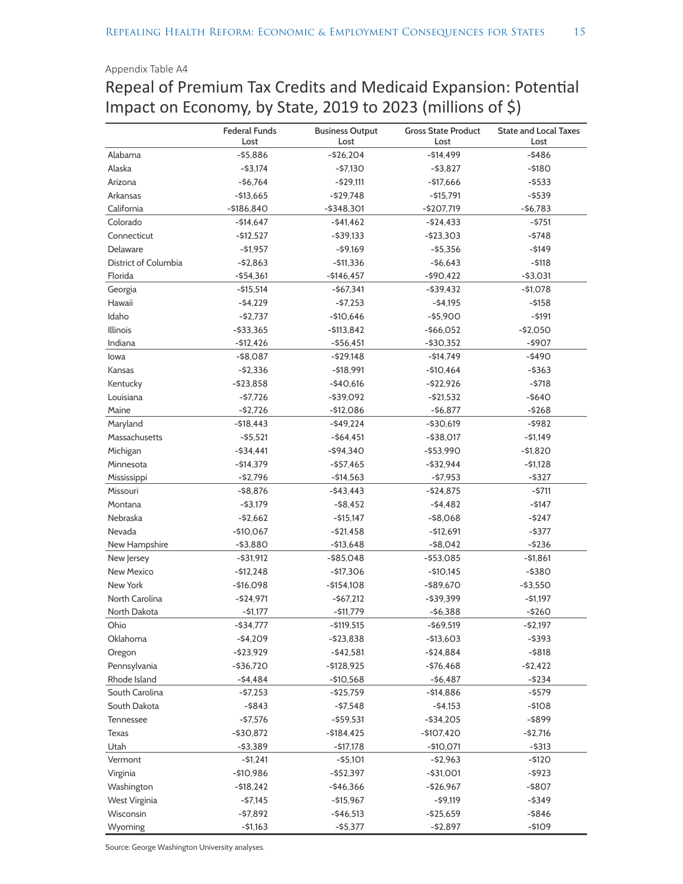Appendix Table A4

## Repeal of Premium Tax Credits and Medicaid Expansion: Potential Impact on Economy, by State, 2019 to 2023 (millions of $)

| | Federal Funds Lost | Business Output Lost | Gross State Product Lost | State and Local Taxes Lost |
|---|---|---|---|---|
| Alabama | -$5,886 | -$26,204 | -$14,499 | -$486 |
| Alaska | -$3,174 | -$7,130 | -$3,827 | -$180 |
| Arizona | -$6,764 | -$29,111 | -$17,666 | -$533 |
| Arkansas | -$13,665 | -$29,748 | -$15,791 | -$539 |
| California | -$186,840 | -$348,301 | -$207,719 | -$6,783 |
| Colorado | -$14,647 | -$41,462 | -$24,433 | -$751 |
| Connecticut | -$12,527 | -$39,133 | -$23,303 | -$748 |
| Delaware | -$1,957 | -$9,169 | -$5,356 | -$149 |
| District of Columbia | -$2,863 | -$11,336 | -$6,643 | -$118 |
| Florida | -$54,361 | -$146,457 | -$90,422 | -$3,031 |
| Georgia | -$15,514 | -$67,341 | -$39,432 | -$1,078 |
| Hawaii | -$4,229 | -$7,253 | -$4,195 | -$158 |
| Idaho | -$2,737 | -$10,646 | -$5,900 | -$191 |
| Illinois | -$33,365 | -$113,842 | -$66,052 | -$2,050 |
| Indiana | -$12,426 | -$56,451 | -$30,352 | -$907 |
| Iowa | -$8,087 | -$29,148 | -$14,749 | -$490 |
| Kansas | -$2,336 | -$18,991 | -$10,464 | -$363 |
| Kentucky | -$23,858 | -$40,616 | -$22,926 | -$718 |
| Louisiana | -$7,726 | -$39,092 | -$21,532 | -$640 |
| Maine | -$2,726 | -$12,086 | -$6,877 | -$268 |
| Maryland | -$18,443 | -$49,224 | -$30,619 | -$982 |
| Massachusetts | -$5,521 | -$64,451 | -$38,017 | -$1,149 |
| Michigan | -$34,441 | -$94,340 | -$53,990 | -$1,820 |
| Minnesota | -$14,379 | -$57,465 | -$32,944 | -$1,128 |
| Mississippi | -$2,796 | -$14,563 | -$7,953 | -$327 |
| Missouri | -$8,876 | -$43,443 | -$24,875 | -$711 |
| Montana | -$3,179 | -$8,452 | -$4,482 | -$147 |
| Nebraska | -$2,662 | -$15,147 | -$8,068 | -$247 |
| Nevada | -$10,067 | -$21,458 | -$12,691 | -$377 |
| New Hampshire | -$3,880 | -$13,648 | -$8,042 | -$236 |
| New Jersey | -$31,912 | -$85,048 | -$53,085 | -$1,861 |
| New Mexico | -$12,248 | -$17,306 | -$10,145 | -$380 |
| New York | -$16,098 | -$154,108 | -$89,670 | -$3,550 |
| North Carolina | -$24,971 | -$67,212 | -$39,399 | -$1,197 |
| North Dakota | -$1,177 | -$11,779 | -$6,388 | -$260 |
| Ohio | -$34,777 | -$119,515 | -$69,519 | -$2,197 |
| Oklahoma | -$4,209 | -$23,838 | -$13,603 | -$393 |
| Oregon | -$23,929 | -$42,581 | -$24,884 | -$818 |
| Pennsylvania | -$36,720 | -$128,925 | -$76,468 | -$2,422 |
| Rhode Island | -$4,484 | -$10,568 | -$6,487 | -$234 |
| South Carolina | -$7,253 | -$25,759 | -$14,886 | -$579 |
| South Dakota | -$843 | -$7,548 | -$4,153 | -$108 |
| Tennessee | -$7,576 | -$59,531 | -$34,205 | -$899 |
| Texas | -$30,872 | -$184,425 | -$107,420 | -$2,716 |
| Utah | -$3,389 | -$17,178 | -$10,071 | -$313 |
| Vermont | -$1,241 | -$5,101 | -$2,963 | -$120 |
| Virginia | -$10,986 | -$52,397 | -$31,001 | -$923 |
| Washington | -$18,242 | -$46,366 | -$26,967 | -$807 |
| West Virginia | -$7,145 | -$15,967 | -$9,119 | -$349 |
| Wisconsin | -$7,892 | -$46,513 | -$25,659 | -$846 |
| Wyoming | -$1,163 | -$5,377 | -$2,897 | -$109 |

Source: George Washington University analyses.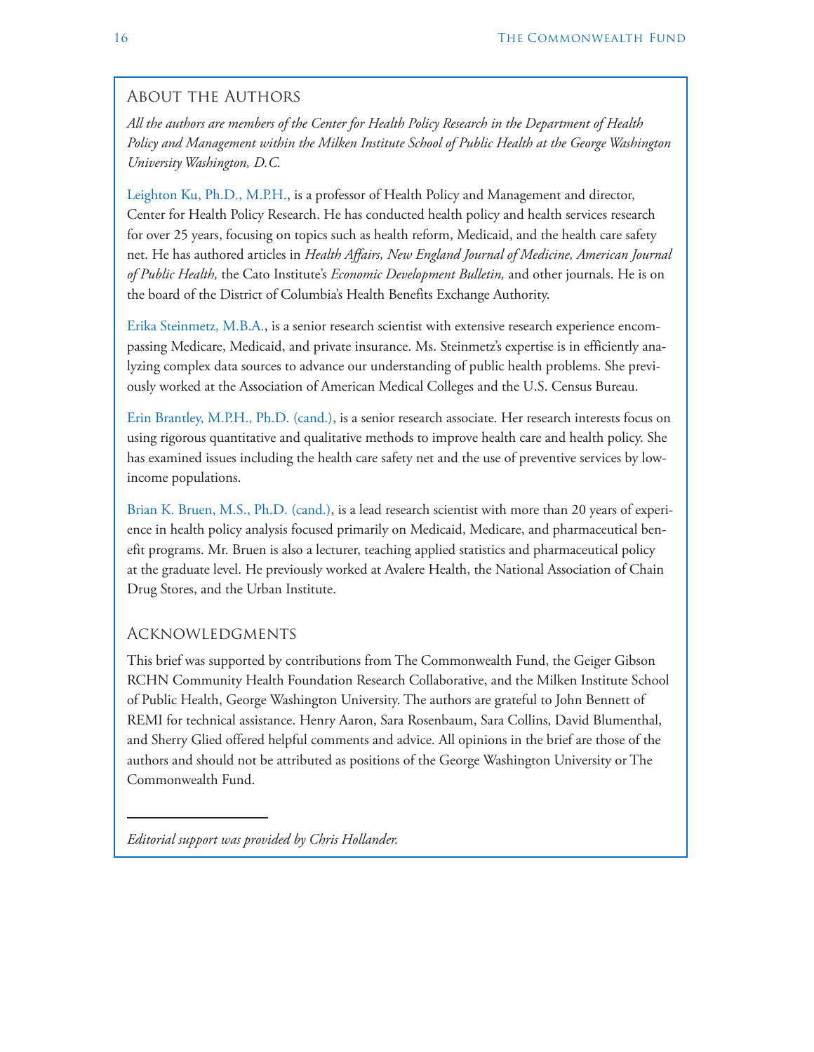## About the Authors

*All the authors are members of the Center for Health Policy Research in the Department of Health Policy and Management within the Milken Institute School of Public Health at the George Washington University Washington, D.C.*

Leighton Ku, Ph.D., M.P.H., is a professor of Health Policy and Management and director, Center for Health Policy Research. He has conducted health policy and health services research for over 25 years, focusing on topics such as health reform, Medicaid, and the health care safety net. He has authored articles in *Health Affairs, New England Journal of Medicine, American Journal of Public Health,* the Cato Institute's *Economic Development Bulletin,* and other journals. He is on the board of the District of Columbia's Health Benefits Exchange Authority.

Erika Steinmetz, M.B.A., is a senior research scientist with extensive research experience encompassing Medicare, Medicaid, and private insurance. Ms. Steinmetz's expertise is in efficiently analyzing complex data sources to advance our understanding of public health problems. She previously worked at the Association of American Medical Colleges and the U.S. Census Bureau.

Erin Brantley, M.P.H., Ph.D. (cand.), is a senior research associate. Her research interests focus on using rigorous quantitative and qualitative methods to improve health care and health policy. She has examined issues including the health care safety net and the use of preventive services by low-income populations.

Brian K. Bruen, M.S., Ph.D. (cand.), is a lead research scientist with more than 20 years of experience in health policy analysis focused primarily on Medicaid, Medicare, and pharmaceutical benefit programs. Mr. Bruen is also a lecturer, teaching applied statistics and pharmaceutical policy at the graduate level. He previously worked at Avalere Health, the National Association of Chain Drug Stores, and the Urban Institute.

## Acknowledgments

This brief was supported by contributions from The Commonwealth Fund, the Geiger Gibson RCHN Community Health Foundation Research Collaborative, and the Milken Institute School of Public Health, George Washington University. The authors are grateful to John Bennett of REMI for technical assistance. Henry Aaron, Sara Rosenbaum, Sara Collins, David Blumenthal, and Sherry Glied offered helpful comments and advice. All opinions in the brief are those of the authors and should not be attributed as positions of the George Washington University or The Commonwealth Fund.

---

*Editorial support was provided by Chris Hollander.*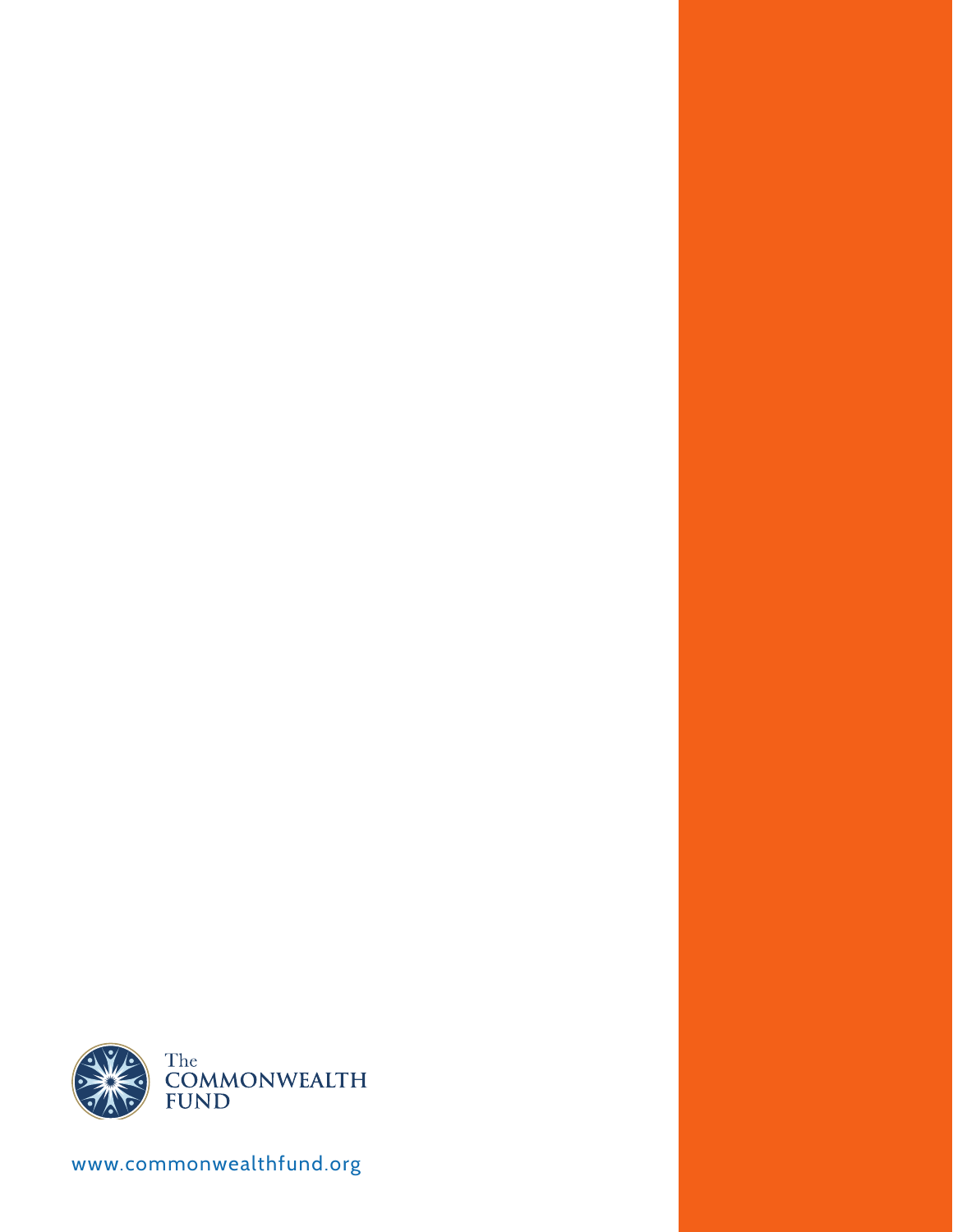The
COMMONWEALTH
FUND

www.commonwealthfund.org